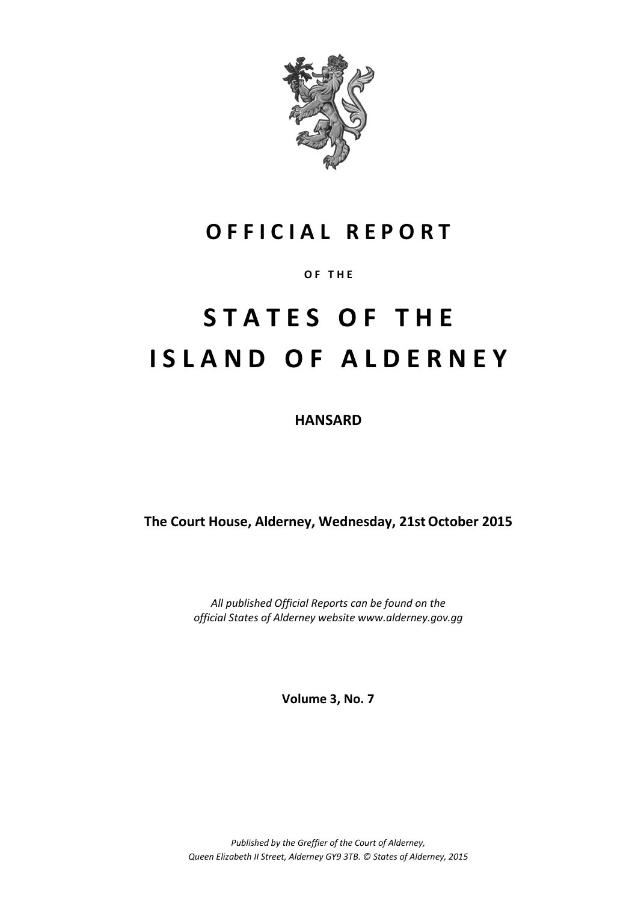# OFFICIAL REPORT

OF THE

# STATES OF THE ISLAND OF ALDERNEY

## HANSARD

**The Court House, Alderney, Wednesday, 21st October 2015**

*All published Official Reports can be found on the official States of Alderney website www.alderney.gov.gg*

**Volume 3, No. 7**

*Published by the Greffier of the Court of Alderney, Queen Elizabeth II Street, Alderney GY9 3TB. © States of Alderney, 2015*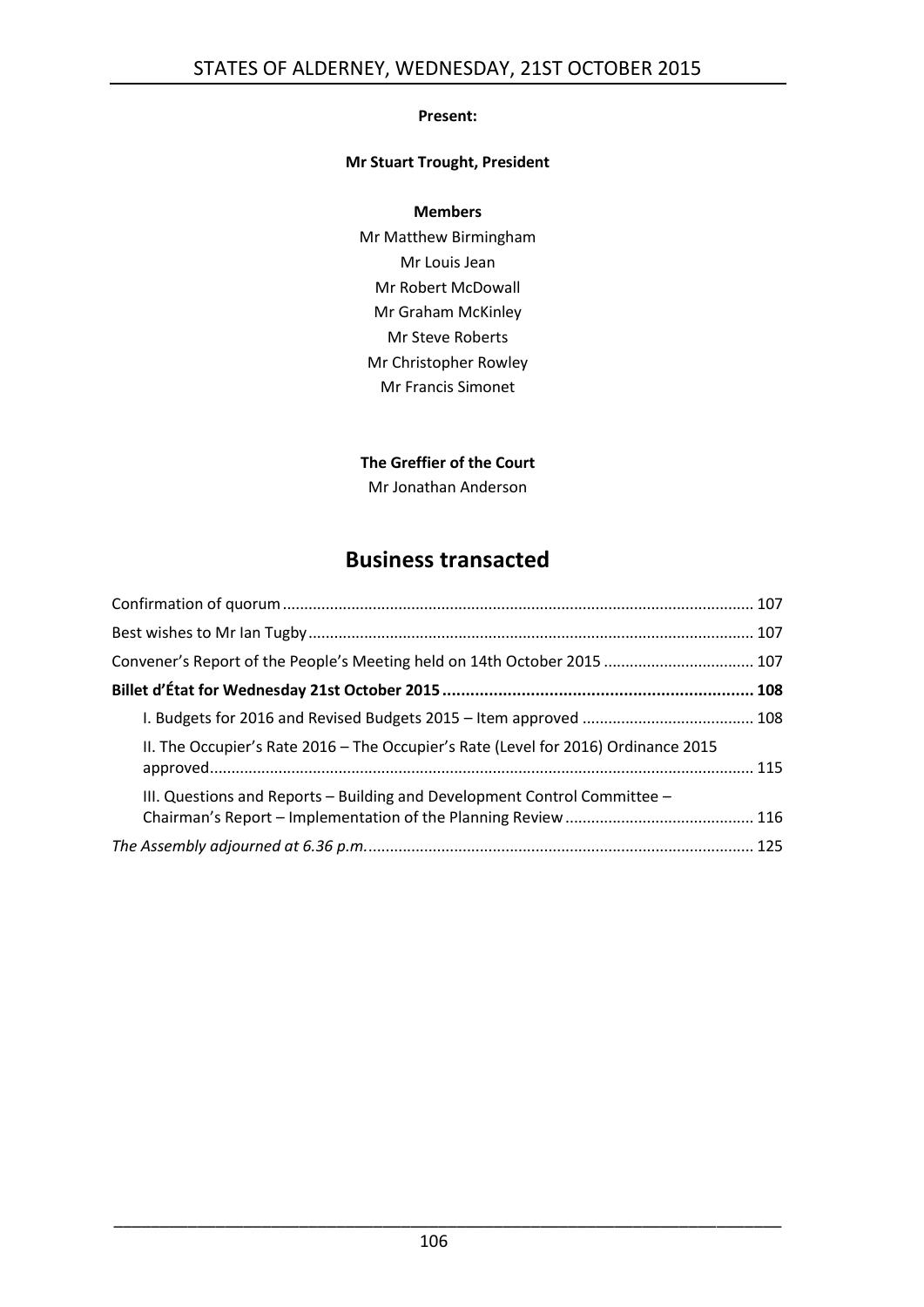**Present:**

**Mr Stuart Trought, President**

**Members**

Mr Matthew Birmingham
Mr Louis Jean
Mr Robert McDowall
Mr Graham McKinley
Mr Steve Roberts
Mr Christopher Rowley
Mr Francis Simonet

**The Greffier of the Court**

Mr Jonathan Anderson

## Business transacted

Confirmation of quorum ........................................................................................................... 107

Best wishes to Mr Ian Tugby...................................................................................................... 107

Convener's Report of the People's Meeting held on 14th October 2015 .................................. 107

**Billet d'État for Wednesday 21st October 2015 ................................................................... 108**

I. Budgets for 2016 and Revised Budgets 2015 – Item approved ........................................ 108

II. The Occupier's Rate 2016 – The Occupier's Rate (Level for 2016) Ordinance 2015 approved............................................................................................................................. 115

III. Questions and Reports – Building and Development Control Committee – Chairman's Report – Implementation of the Planning Review ........................................... 116

*The Assembly adjourned at 6.36 p.m.*........................................................................................ 125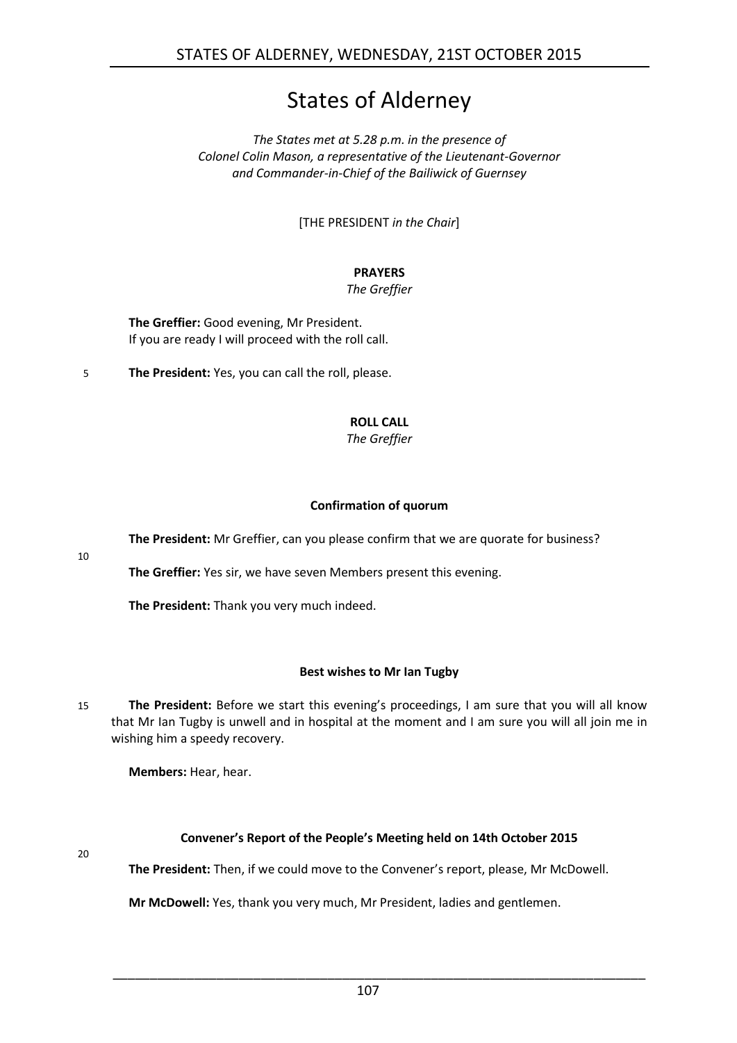# States of Alderney

*The States met at 5.28 p.m. in the presence of Colonel Colin Mason, a representative of the Lieutenant-Governor and Commander-in-Chief of the Bailiwick of Guernsey*

[THE PRESIDENT *in the Chair*]

## PRAYERS

*The Greffier*

**The Greffier:** Good evening, Mr President.
If you are ready I will proceed with the roll call.

**The President:** Yes, you can call the roll, please.

## ROLL CALL

*The Greffier*

### Confirmation of quorum

**The President:** Mr Greffier, can you please confirm that we are quorate for business?

**The Greffier:** Yes sir, we have seven Members present this evening.

**The President:** Thank you very much indeed.

### Best wishes to Mr Ian Tugby

**The President:** Before we start this evening's proceedings, I am sure that you will all know that Mr Ian Tugby is unwell and in hospital at the moment and I am sure you will all join me in wishing him a speedy recovery.

**Members:** Hear, hear.

### Convener's Report of the People's Meeting held on 14th October 2015

**The President:** Then, if we could move to the Convener's report, please, Mr McDowell.

**Mr McDowell:** Yes, thank you very much, Mr President, ladies and gentlemen.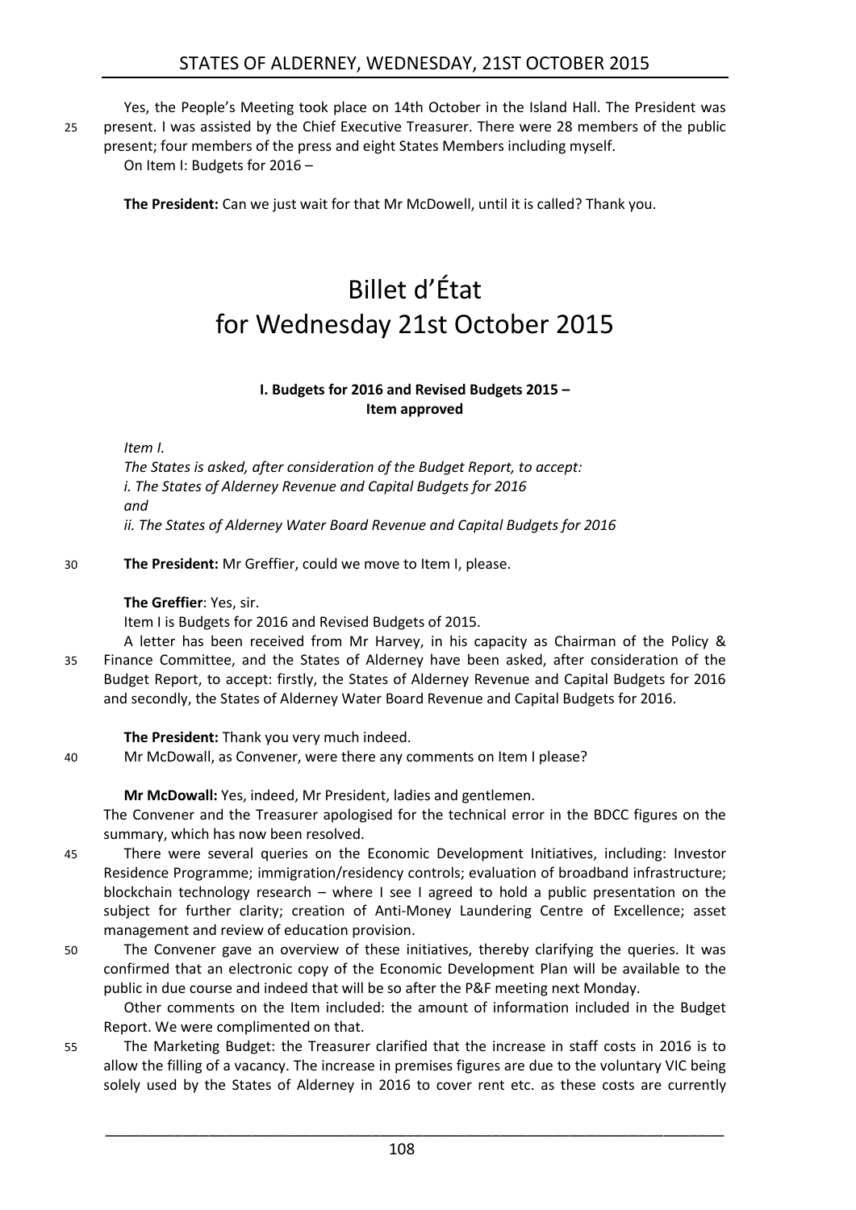Yes, the People's Meeting took place on 14th October in the Island Hall. The President was present. I was assisted by the Chief Executive Treasurer. There were 28 members of the public present; four members of the press and eight States Members including myself.

On Item I: Budgets for 2016 –

**The President:** Can we just wait for that Mr McDowell, until it is called? Thank you.

# Billet d'État for Wednesday 21st October 2015

### I. Budgets for 2016 and Revised Budgets 2015 – Item approved

*Item I.*

*The States is asked, after consideration of the Budget Report, to accept:*
*i. The States of Alderney Revenue and Capital Budgets for 2016*
*and*
*ii. The States of Alderney Water Board Revenue and Capital Budgets for 2016*

**The President:** Mr Greffier, could we move to Item I, please.

**The Greffier**: Yes, sir.

Item I is Budgets for 2016 and Revised Budgets of 2015.

A letter has been received from Mr Harvey, in his capacity as Chairman of the Policy & Finance Committee, and the States of Alderney have been asked, after consideration of the Budget Report, to accept: firstly, the States of Alderney Revenue and Capital Budgets for 2016 and secondly, the States of Alderney Water Board Revenue and Capital Budgets for 2016.

**The President:** Thank you very much indeed.

Mr McDowall, as Convener, were there any comments on Item I please?

**Mr McDowall:** Yes, indeed, Mr President, ladies and gentlemen.

The Convener and the Treasurer apologised for the technical error in the BDCC figures on the summary, which has now been resolved.

There were several queries on the Economic Development Initiatives, including: Investor Residence Programme; immigration/residency controls; evaluation of broadband infrastructure; blockchain technology research – where I see I agreed to hold a public presentation on the subject for further clarity; creation of Anti-Money Laundering Centre of Excellence; asset management and review of education provision.

The Convener gave an overview of these initiatives, thereby clarifying the queries. It was confirmed that an electronic copy of the Economic Development Plan will be available to the public in due course and indeed that will be so after the P&F meeting next Monday.

Other comments on the Item included: the amount of information included in the Budget Report. We were complimented on that.

The Marketing Budget: the Treasurer clarified that the increase in staff costs in 2016 is to allow the filling of a vacancy. The increase in premises figures are due to the voluntary VIC being solely used by the States of Alderney in 2016 to cover rent etc. as these costs are currently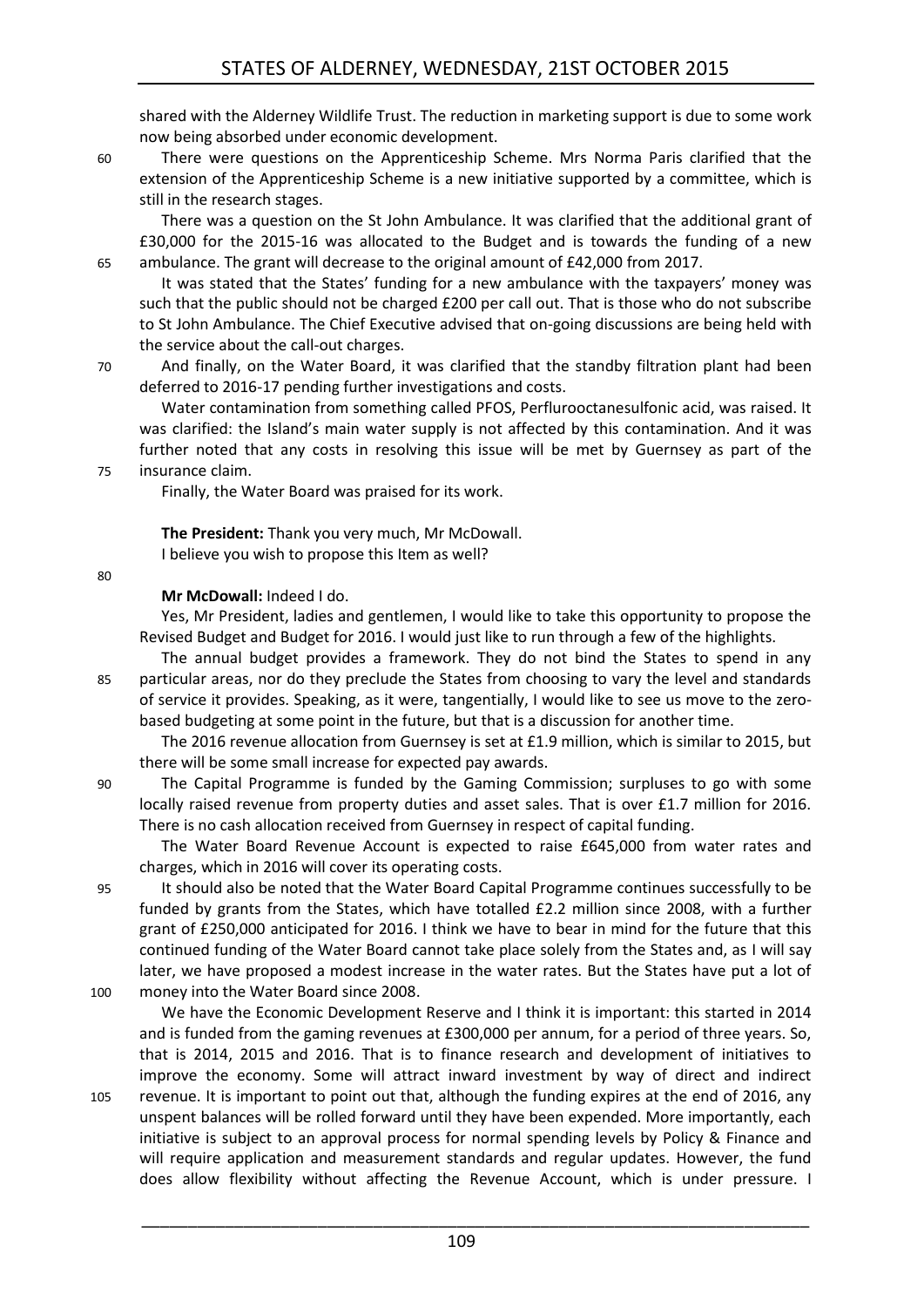shared with the Alderney Wildlife Trust. The reduction in marketing support is due to some work now being absorbed under economic development.

There were questions on the Apprenticeship Scheme. Mrs Norma Paris clarified that the extension of the Apprenticeship Scheme is a new initiative supported by a committee, which is still in the research stages.

There was a question on the St John Ambulance. It was clarified that the additional grant of £30,000 for the 2015-16 was allocated to the Budget and is towards the funding of a new ambulance. The grant will decrease to the original amount of £42,000 from 2017.

It was stated that the States' funding for a new ambulance with the taxpayers' money was such that the public should not be charged £200 per call out. That is those who do not subscribe to St John Ambulance. The Chief Executive advised that on-going discussions are being held with the service about the call-out charges.

And finally, on the Water Board, it was clarified that the standby filtration plant had been deferred to 2016-17 pending further investigations and costs.

Water contamination from something called PFOS, Perfluorooctanesulfonic acid, was raised. It was clarified: the Island's main water supply is not affected by this contamination. And it was further noted that any costs in resolving this issue will be met by Guernsey as part of the insurance claim.

Finally, the Water Board was praised for its work.

**The President:** Thank you very much, Mr McDowall.
I believe you wish to propose this Item as well?

**Mr McDowall:** Indeed I do.

Yes, Mr President, ladies and gentlemen, I would like to take this opportunity to propose the Revised Budget and Budget for 2016. I would just like to run through a few of the highlights.

The annual budget provides a framework. They do not bind the States to spend in any particular areas, nor do they preclude the States from choosing to vary the level and standards of service it provides. Speaking, as it were, tangentially, I would like to see us move to the zero-based budgeting at some point in the future, but that is a discussion for another time.

The 2016 revenue allocation from Guernsey is set at £1.9 million, which is similar to 2015, but there will be some small increase for expected pay awards.

The Capital Programme is funded by the Gaming Commission; surpluses to go with some locally raised revenue from property duties and asset sales. That is over £1.7 million for 2016. There is no cash allocation received from Guernsey in respect of capital funding.

The Water Board Revenue Account is expected to raise £645,000 from water rates and charges, which in 2016 will cover its operating costs.

It should also be noted that the Water Board Capital Programme continues successfully to be funded by grants from the States, which have totalled £2.2 million since 2008, with a further grant of £250,000 anticipated for 2016. I think we have to bear in mind for the future that this continued funding of the Water Board cannot take place solely from the States and, as I will say later, we have proposed a modest increase in the water rates. But the States have put a lot of money into the Water Board since 2008.

We have the Economic Development Reserve and I think it is important: this started in 2014 and is funded from the gaming revenues at £300,000 per annum, for a period of three years. So, that is 2014, 2015 and 2016. That is to finance research and development of initiatives to improve the economy. Some will attract inward investment by way of direct and indirect revenue. It is important to point out that, although the funding expires at the end of 2016, any unspent balances will be rolled forward until they have been expended. More importantly, each initiative is subject to an approval process for normal spending levels by Policy & Finance and will require application and measurement standards and regular updates. However, the fund does allow flexibility without affecting the Revenue Account, which is under pressure. I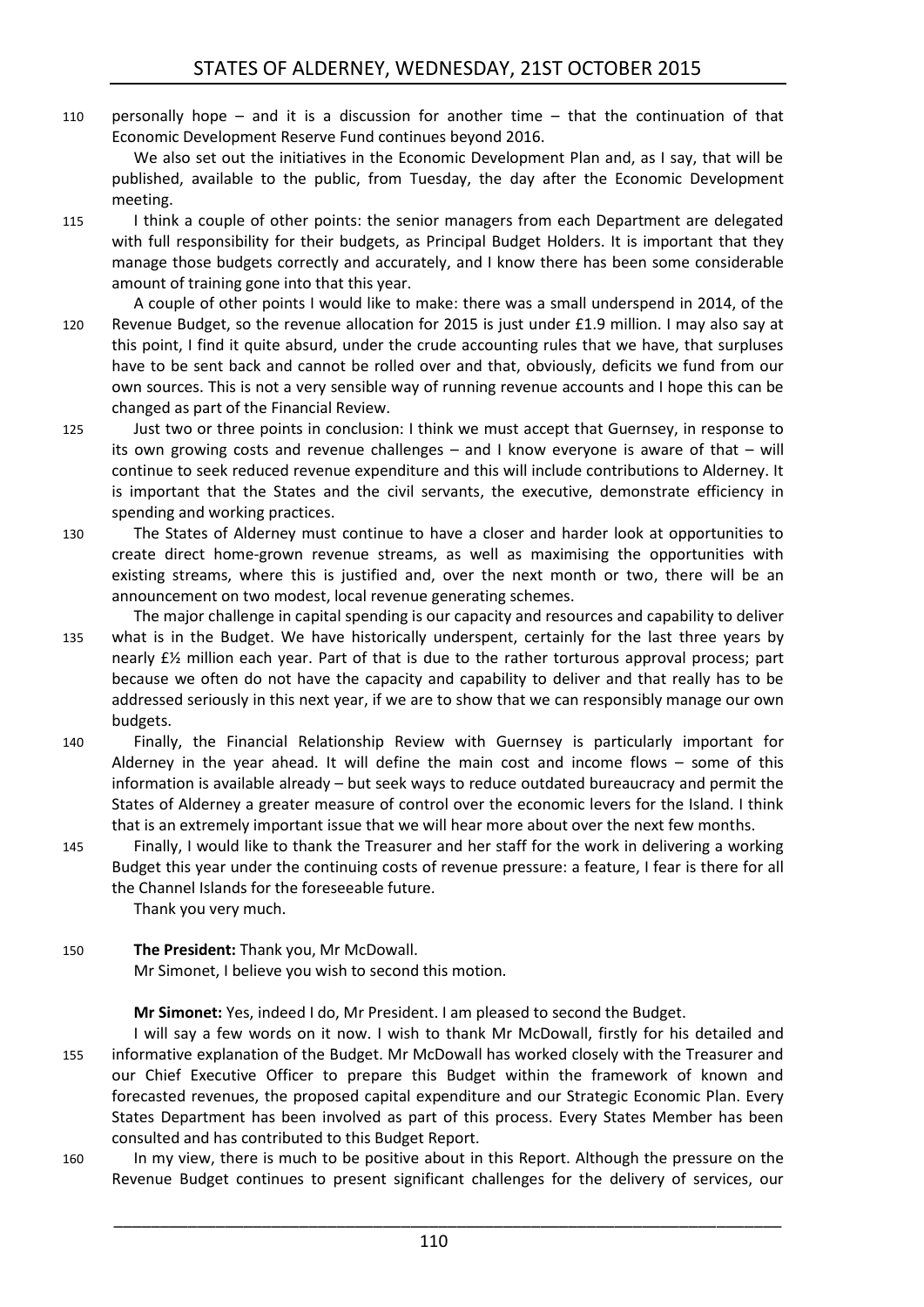personally hope – and it is a discussion for another time – that the continuation of that Economic Development Reserve Fund continues beyond 2016.

We also set out the initiatives in the Economic Development Plan and, as I say, that will be published, available to the public, from Tuesday, the day after the Economic Development meeting.

I think a couple of other points: the senior managers from each Department are delegated with full responsibility for their budgets, as Principal Budget Holders. It is important that they manage those budgets correctly and accurately, and I know there has been some considerable amount of training gone into that this year.

A couple of other points I would like to make: there was a small underspend in 2014, of the Revenue Budget, so the revenue allocation for 2015 is just under £1.9 million. I may also say at this point, I find it quite absurd, under the crude accounting rules that we have, that surpluses have to be sent back and cannot be rolled over and that, obviously, deficits we fund from our own sources. This is not a very sensible way of running revenue accounts and I hope this can be changed as part of the Financial Review.

Just two or three points in conclusion: I think we must accept that Guernsey, in response to its own growing costs and revenue challenges – and I know everyone is aware of that – will continue to seek reduced revenue expenditure and this will include contributions to Alderney. It is important that the States and the civil servants, the executive, demonstrate efficiency in spending and working practices.

The States of Alderney must continue to have a closer and harder look at opportunities to create direct home-grown revenue streams, as well as maximising the opportunities with existing streams, where this is justified and, over the next month or two, there will be an announcement on two modest, local revenue generating schemes.

The major challenge in capital spending is our capacity and resources and capability to deliver what is in the Budget. We have historically underspent, certainly for the last three years by nearly £½ million each year. Part of that is due to the rather torturous approval process; part because we often do not have the capacity and capability to deliver and that really has to be addressed seriously in this next year, if we are to show that we can responsibly manage our own budgets.

Finally, the Financial Relationship Review with Guernsey is particularly important for Alderney in the year ahead. It will define the main cost and income flows – some of this information is available already – but seek ways to reduce outdated bureaucracy and permit the States of Alderney a greater measure of control over the economic levers for the Island. I think that is an extremely important issue that we will hear more about over the next few months.

Finally, I would like to thank the Treasurer and her staff for the work in delivering a working Budget this year under the continuing costs of revenue pressure: a feature, I fear is there for all the Channel Islands for the foreseeable future.

Thank you very much.

**The President:** Thank you, Mr McDowall.

Mr Simonet, I believe you wish to second this motion.

**Mr Simonet:** Yes, indeed I do, Mr President. I am pleased to second the Budget.

I will say a few words on it now. I wish to thank Mr McDowall, firstly for his detailed and informative explanation of the Budget. Mr McDowall has worked closely with the Treasurer and our Chief Executive Officer to prepare this Budget within the framework of known and forecasted revenues, the proposed capital expenditure and our Strategic Economic Plan. Every States Department has been involved as part of this process. Every States Member has been consulted and has contributed to this Budget Report.

In my view, there is much to be positive about in this Report. Although the pressure on the Revenue Budget continues to present significant challenges for the delivery of services, our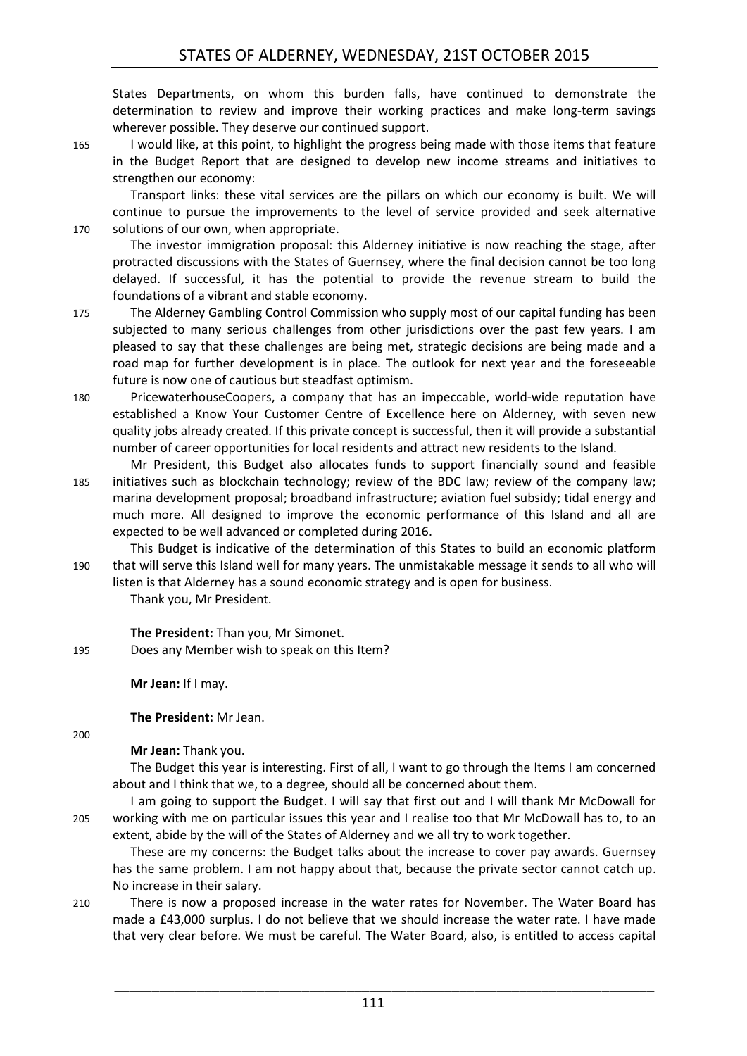States Departments, on whom this burden falls, have continued to demonstrate the determination to review and improve their working practices and make long-term savings wherever possible. They deserve our continued support.

I would like, at this point, to highlight the progress being made with those items that feature in the Budget Report that are designed to develop new income streams and initiatives to strengthen our economy:

Transport links: these vital services are the pillars on which our economy is built. We will continue to pursue the improvements to the level of service provided and seek alternative solutions of our own, when appropriate.

The investor immigration proposal: this Alderney initiative is now reaching the stage, after protracted discussions with the States of Guernsey, where the final decision cannot be too long delayed. If successful, it has the potential to provide the revenue stream to build the foundations of a vibrant and stable economy.

The Alderney Gambling Control Commission who supply most of our capital funding has been subjected to many serious challenges from other jurisdictions over the past few years. I am pleased to say that these challenges are being met, strategic decisions are being made and a road map for further development is in place. The outlook for next year and the foreseeable future is now one of cautious but steadfast optimism.

PricewaterhouseCoopers, a company that has an impeccable, world-wide reputation have established a Know Your Customer Centre of Excellence here on Alderney, with seven new quality jobs already created. If this private concept is successful, then it will provide a substantial number of career opportunities for local residents and attract new residents to the Island.

Mr President, this Budget also allocates funds to support financially sound and feasible initiatives such as blockchain technology; review of the BDC law; review of the company law; marina development proposal; broadband infrastructure; aviation fuel subsidy; tidal energy and much more. All designed to improve the economic performance of this Island and all are expected to be well advanced or completed during 2016.

This Budget is indicative of the determination of this States to build an economic platform that will serve this Island well for many years. The unmistakable message it sends to all who will listen is that Alderney has a sound economic strategy and is open for business.

Thank you, Mr President.

**The President:** Than you, Mr Simonet.

Does any Member wish to speak on this Item?

**Mr Jean:** If I may.

**The President:** Mr Jean.

**Mr Jean:** Thank you.

The Budget this year is interesting. First of all, I want to go through the Items I am concerned about and I think that we, to a degree, should all be concerned about them.

I am going to support the Budget. I will say that first out and I will thank Mr McDowall for working with me on particular issues this year and I realise too that Mr McDowall has to, to an extent, abide by the will of the States of Alderney and we all try to work together.

These are my concerns: the Budget talks about the increase to cover pay awards. Guernsey has the same problem. I am not happy about that, because the private sector cannot catch up. No increase in their salary.

There is now a proposed increase in the water rates for November. The Water Board has made a £43,000 surplus. I do not believe that we should increase the water rate. I have made that very clear before. We must be careful. The Water Board, also, is entitled to access capital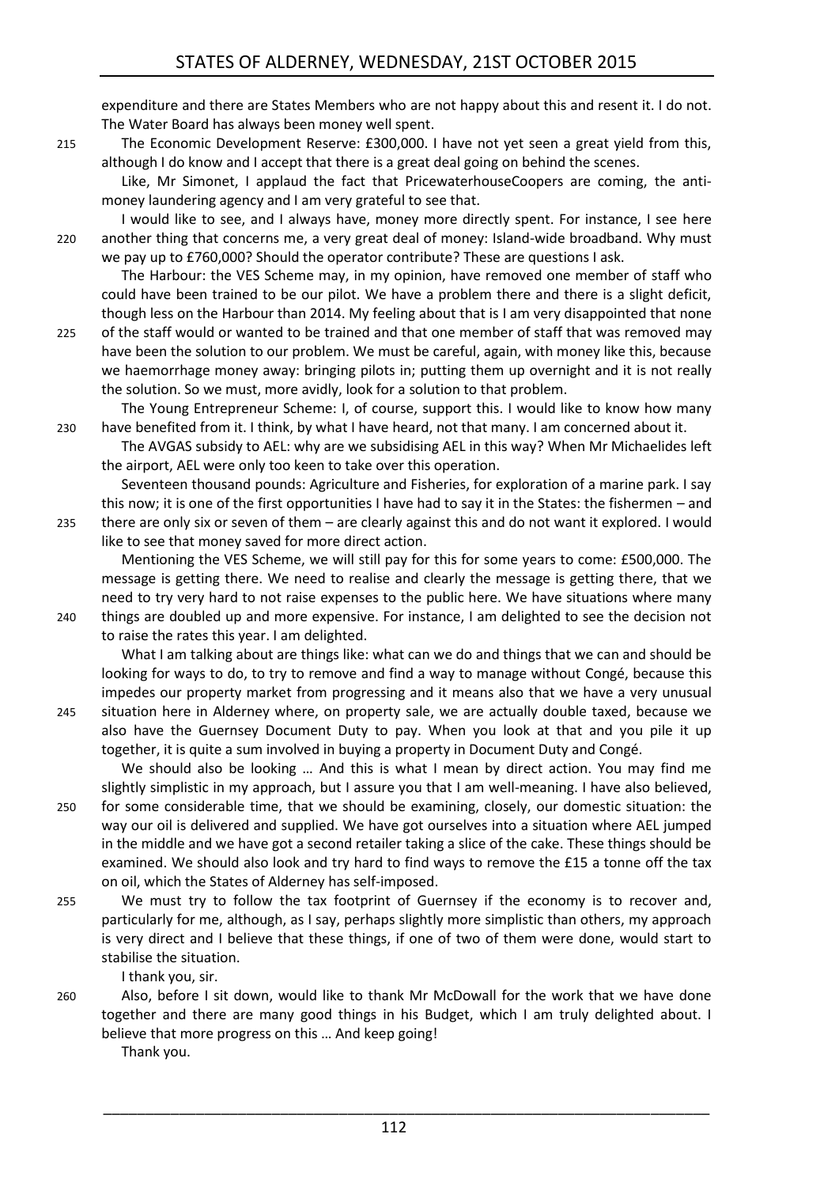expenditure and there are States Members who are not happy about this and resent it. I do not. The Water Board has always been money well spent.

The Economic Development Reserve: £300,000. I have not yet seen a great yield from this, although I do know and I accept that there is a great deal going on behind the scenes.

Like, Mr Simonet, I applaud the fact that PricewaterhouseCoopers are coming, the anti-money laundering agency and I am very grateful to see that.

I would like to see, and I always have, money more directly spent. For instance, I see here another thing that concerns me, a very great deal of money: Island-wide broadband. Why must we pay up to £760,000? Should the operator contribute? These are questions I ask.

The Harbour: the VES Scheme may, in my opinion, have removed one member of staff who could have been trained to be our pilot. We have a problem there and there is a slight deficit, though less on the Harbour than 2014. My feeling about that is I am very disappointed that none of the staff would or wanted to be trained and that one member of staff that was removed may have been the solution to our problem. We must be careful, again, with money like this, because we haemorrhage money away: bringing pilots in; putting them up overnight and it is not really the solution. So we must, more avidly, look for a solution to that problem.

The Young Entrepreneur Scheme: I, of course, support this. I would like to know how many have benefited from it. I think, by what I have heard, not that many. I am concerned about it.

The AVGAS subsidy to AEL: why are we subsidising AEL in this way? When Mr Michaelides left the airport, AEL were only too keen to take over this operation.

Seventeen thousand pounds: Agriculture and Fisheries, for exploration of a marine park. I say this now; it is one of the first opportunities I have had to say it in the States: the fishermen – and there are only six or seven of them – are clearly against this and do not want it explored. I would like to see that money saved for more direct action.

Mentioning the VES Scheme, we will still pay for this for some years to come: £500,000. The message is getting there. We need to realise and clearly the message is getting there, that we need to try very hard to not raise expenses to the public here. We have situations where many things are doubled up and more expensive. For instance, I am delighted to see the decision not to raise the rates this year. I am delighted.

What I am talking about are things like: what can we do and things that we can and should be looking for ways to do, to try to remove and find a way to manage without Congé, because this impedes our property market from progressing and it means also that we have a very unusual situation here in Alderney where, on property sale, we are actually double taxed, because we also have the Guernsey Document Duty to pay. When you look at that and you pile it up together, it is quite a sum involved in buying a property in Document Duty and Congé.

We should also be looking … And this is what I mean by direct action. You may find me slightly simplistic in my approach, but I assure you that I am well-meaning. I have also believed, for some considerable time, that we should be examining, closely, our domestic situation: the way our oil is delivered and supplied. We have got ourselves into a situation where AEL jumped in the middle and we have got a second retailer taking a slice of the cake. These things should be examined. We should also look and try hard to find ways to remove the £15 a tonne off the tax on oil, which the States of Alderney has self-imposed.

We must try to follow the tax footprint of Guernsey if the economy is to recover and, particularly for me, although, as I say, perhaps slightly more simplistic than others, my approach is very direct and I believe that these things, if one of two of them were done, would start to stabilise the situation.

I thank you, sir.

Also, before I sit down, would like to thank Mr McDowall for the work that we have done together and there are many good things in his Budget, which I am truly delighted about. I believe that more progress on this … And keep going!

Thank you.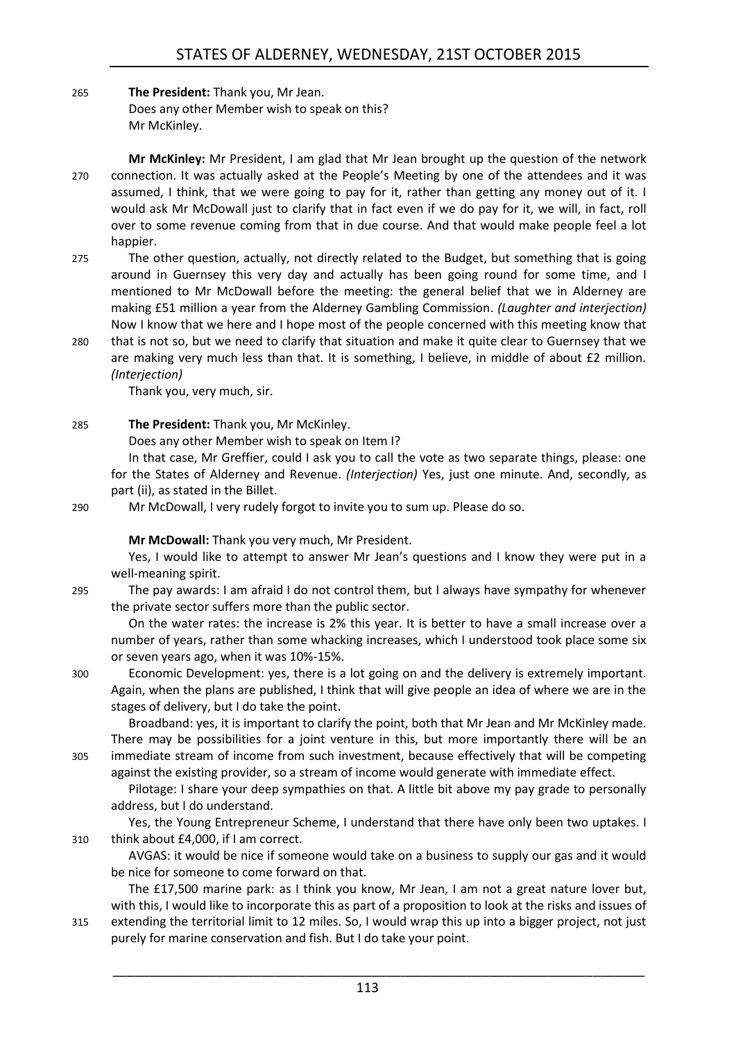**The President:** Thank you, Mr Jean.

Does any other Member wish to speak on this?

Mr McKinley.

**Mr McKinley:** Mr President, I am glad that Mr Jean brought up the question of the network connection. It was actually asked at the People's Meeting by one of the attendees and it was assumed, I think, that we were going to pay for it, rather than getting any money out of it. I would ask Mr McDowall just to clarify that in fact even if we do pay for it, we will, in fact, roll over to some revenue coming from that in due course. And that would make people feel a lot happier.

The other question, actually, not directly related to the Budget, but something that is going around in Guernsey this very day and actually has been going round for some time, and I mentioned to Mr McDowall before the meeting: the general belief that we in Alderney are making £51 million a year from the Alderney Gambling Commission. *(Laughter and interjection)* Now I know that we here and I hope most of the people concerned with this meeting know that that is not so, but we need to clarify that situation and make it quite clear to Guernsey that we are making very much less than that. It is something, I believe, in middle of about £2 million. *(Interjection)*

Thank you, very much, sir.

**The President:** Thank you, Mr McKinley.

Does any other Member wish to speak on Item I?

In that case, Mr Greffier, could I ask you to call the vote as two separate things, please: one for the States of Alderney and Revenue. *(Interjection)* Yes, just one minute. And, secondly, as part (ii), as stated in the Billet.

Mr McDowall, I very rudely forgot to invite you to sum up. Please do so.

**Mr McDowall:** Thank you very much, Mr President.

Yes, I would like to attempt to answer Mr Jean's questions and I know they were put in a well-meaning spirit.

The pay awards: I am afraid I do not control them, but I always have sympathy for whenever the private sector suffers more than the public sector.

On the water rates: the increase is 2% this year. It is better to have a small increase over a number of years, rather than some whacking increases, which I understood took place some six or seven years ago, when it was 10%-15%.

Economic Development: yes, there is a lot going on and the delivery is extremely important. Again, when the plans are published, I think that will give people an idea of where we are in the stages of delivery, but I do take the point.

Broadband: yes, it is important to clarify the point, both that Mr Jean and Mr McKinley made. There may be possibilities for a joint venture in this, but more importantly there will be an immediate stream of income from such investment, because effectively that will be competing against the existing provider, so a stream of income would generate with immediate effect.

Pilotage: I share your deep sympathies on that. A little bit above my pay grade to personally address, but I do understand.

Yes, the Young Entrepreneur Scheme, I understand that there have only been two uptakes. I think about £4,000, if I am correct.

AVGAS: it would be nice if someone would take on a business to supply our gas and it would be nice for someone to come forward on that.

The £17,500 marine park: as I think you know, Mr Jean, I am not a great nature lover but, with this, I would like to incorporate this as part of a proposition to look at the risks and issues of extending the territorial limit to 12 miles. So, I would wrap this up into a bigger project, not just purely for marine conservation and fish. But I do take your point.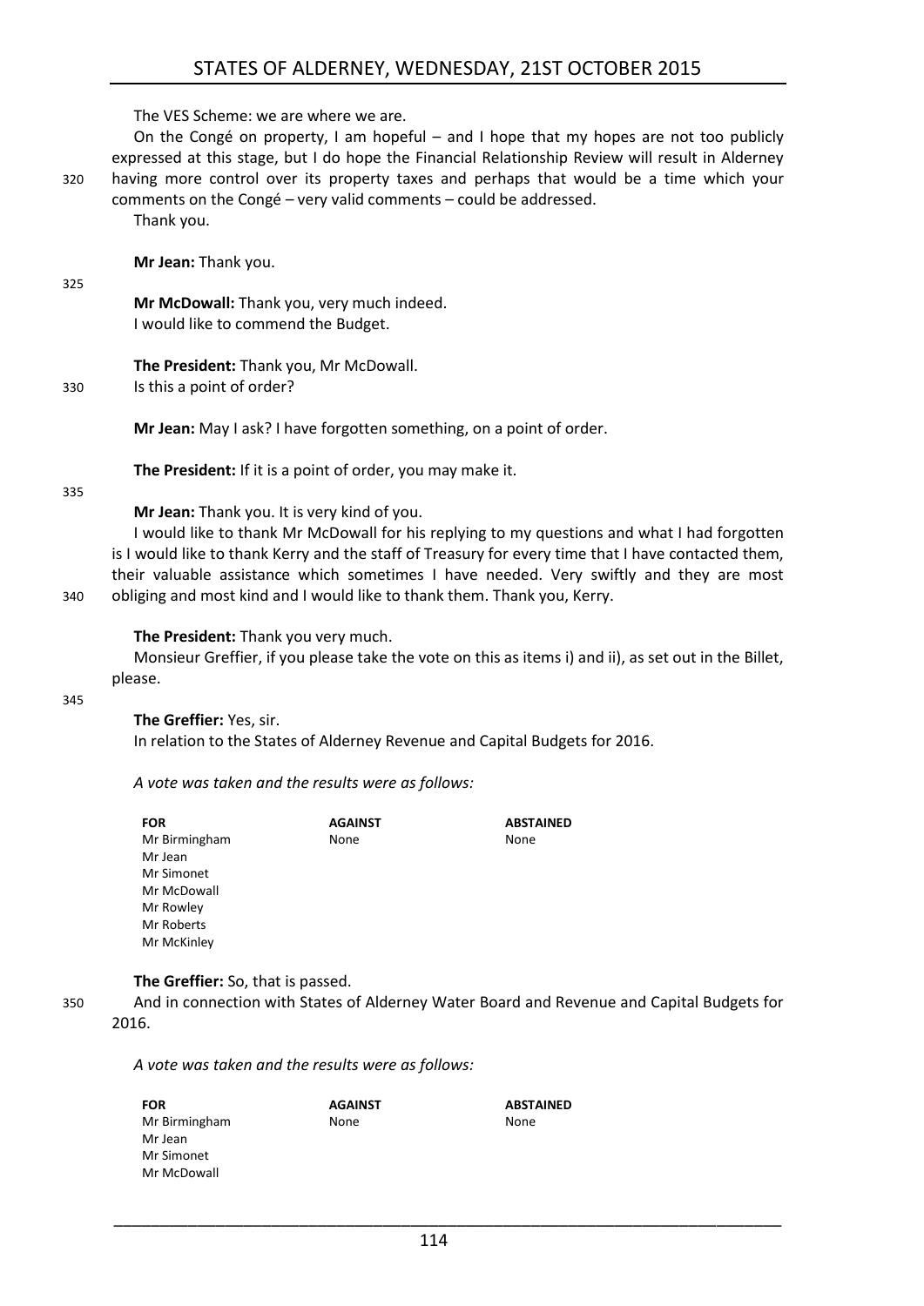The VES Scheme: we are where we are.

On the Congé on property, I am hopeful – and I hope that my hopes are not too publicly expressed at this stage, but I do hope the Financial Relationship Review will result in Alderney having more control over its property taxes and perhaps that would be a time which your comments on the Congé – very valid comments – could be addressed.

Thank you.

**Mr Jean:** Thank you.

**Mr McDowall:** Thank you, very much indeed.

I would like to commend the Budget.

**The President:** Thank you, Mr McDowall.

Is this a point of order?

**Mr Jean:** May I ask? I have forgotten something, on a point of order.

**The President:** If it is a point of order, you may make it.

**Mr Jean:** Thank you. It is very kind of you.

I would like to thank Mr McDowall for his replying to my questions and what I had forgotten is I would like to thank Kerry and the staff of Treasury for every time that I have contacted them, their valuable assistance which sometimes I have needed. Very swiftly and they are most obliging and most kind and I would like to thank them. Thank you, Kerry.

**The President:** Thank you very much.

Monsieur Greffier, if you please take the vote on this as items i) and ii), as set out in the Billet, please.

**The Greffier:** Yes, sir.

In relation to the States of Alderney Revenue and Capital Budgets for 2016.

*A vote was taken and the results were as follows:*

| FOR | AGAINST | ABSTAINED |
|---|---|---|
| Mr Birmingham | None | None |
| Mr Jean | | |
| Mr Simonet | | |
| Mr McDowall | | |
| Mr Rowley | | |
| Mr Roberts | | |
| Mr McKinley | | |

**The Greffier:** So, that is passed.

And in connection with States of Alderney Water Board and Revenue and Capital Budgets for 2016.

*A vote was taken and the results were as follows:*

| FOR | AGAINST | ABSTAINED |
|---|---|---|
| Mr Birmingham | None | None |
| Mr Jean | | |
| Mr Simonet | | |
| Mr McDowall | | |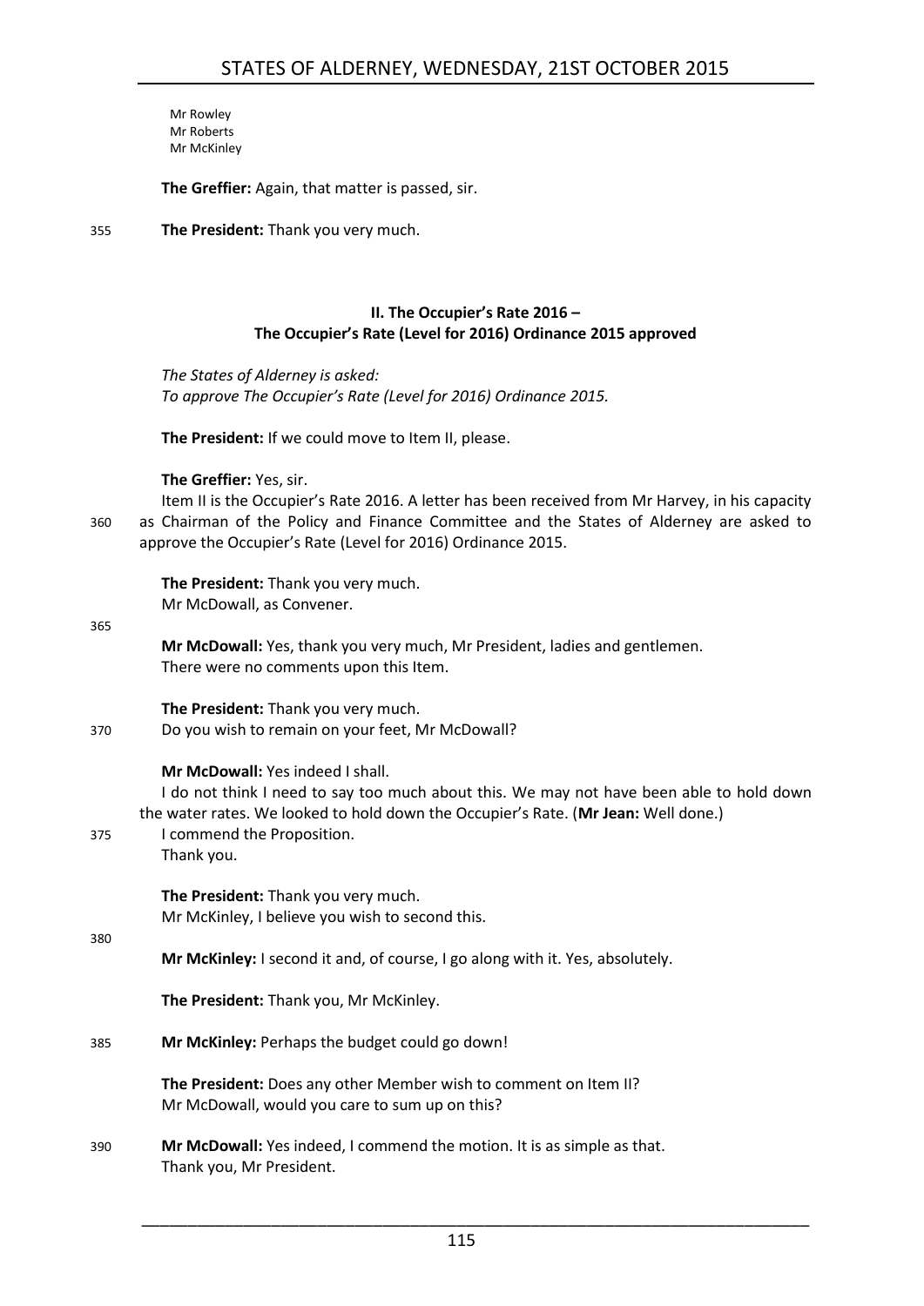Mr Rowley
Mr Roberts
Mr McKinley

**The Greffier:** Again, that matter is passed, sir.

**The President:** Thank you very much.

### II. The Occupier's Rate 2016 – The Occupier's Rate (Level for 2016) Ordinance 2015 approved

*The States of Alderney is asked:*
*To approve The Occupier's Rate (Level for 2016) Ordinance 2015.*

**The President:** If we could move to Item II, please.

**The Greffier:** Yes, sir.

Item II is the Occupier's Rate 2016. A letter has been received from Mr Harvey, in his capacity as Chairman of the Policy and Finance Committee and the States of Alderney are asked to approve the Occupier's Rate (Level for 2016) Ordinance 2015.

**The President:** Thank you very much.
Mr McDowall, as Convener.

**Mr McDowall:** Yes, thank you very much, Mr President, ladies and gentlemen.
There were no comments upon this Item.

**The President:** Thank you very much.
Do you wish to remain on your feet, Mr McDowall?

**Mr McDowall:** Yes indeed I shall.

I do not think I need to say too much about this. We may not have been able to hold down the water rates. We looked to hold down the Occupier's Rate. (**Mr Jean:** Well done.)
I commend the Proposition.
Thank you.

**The President:** Thank you very much.
Mr McKinley, I believe you wish to second this.

**Mr McKinley:** I second it and, of course, I go along with it. Yes, absolutely.

**The President:** Thank you, Mr McKinley.

**Mr McKinley:** Perhaps the budget could go down!

**The President:** Does any other Member wish to comment on Item II?
Mr McDowall, would you care to sum up on this?

**Mr McDowall:** Yes indeed, I commend the motion. It is as simple as that.
Thank you, Mr President.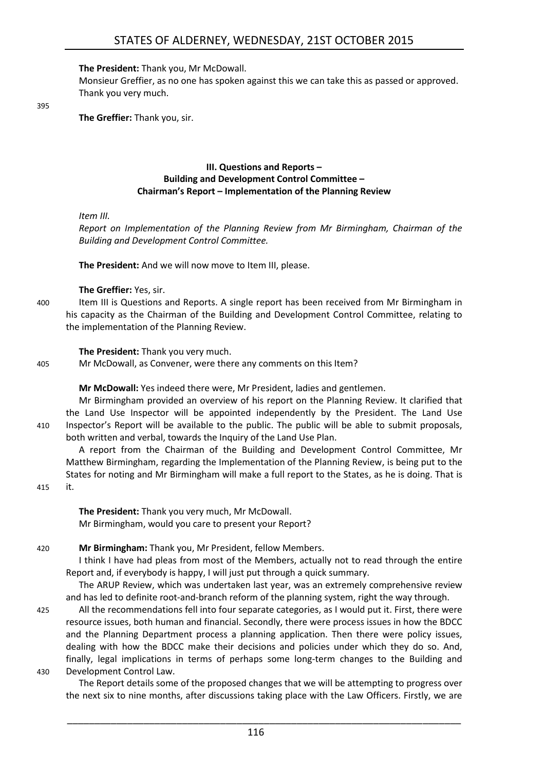**The President:** Thank you, Mr McDowall.

Monsieur Greffier, as no one has spoken against this we can take this as passed or approved. Thank you very much.

**The Greffier:** Thank you, sir.

### III. Questions and Reports – Building and Development Control Committee – Chairman's Report – Implementation of the Planning Review

*Item III.*

*Report on Implementation of the Planning Review from Mr Birmingham, Chairman of the Building and Development Control Committee.*

**The President:** And we will now move to Item III, please.

**The Greffier:** Yes, sir.

Item III is Questions and Reports. A single report has been received from Mr Birmingham in his capacity as the Chairman of the Building and Development Control Committee, relating to the implementation of the Planning Review.

**The President:** Thank you very much.

Mr McDowall, as Convener, were there any comments on this Item?

**Mr McDowall:** Yes indeed there were, Mr President, ladies and gentlemen.

Mr Birmingham provided an overview of his report on the Planning Review. It clarified that the Land Use Inspector will be appointed independently by the President. The Land Use Inspector's Report will be available to the public. The public will be able to submit proposals, both written and verbal, towards the Inquiry of the Land Use Plan.

A report from the Chairman of the Building and Development Control Committee, Mr Matthew Birmingham, regarding the Implementation of the Planning Review, is being put to the States for noting and Mr Birmingham will make a full report to the States, as he is doing. That is it.

**The President:** Thank you very much, Mr McDowall.

Mr Birmingham, would you care to present your Report?

**Mr Birmingham:** Thank you, Mr President, fellow Members.

I think I have had pleas from most of the Members, actually not to read through the entire Report and, if everybody is happy, I will just put through a quick summary.

The ARUP Review, which was undertaken last year, was an extremely comprehensive review and has led to definite root-and-branch reform of the planning system, right the way through.

All the recommendations fell into four separate categories, as I would put it. First, there were resource issues, both human and financial. Secondly, there were process issues in how the BDCC and the Planning Department process a planning application. Then there were policy issues, dealing with how the BDCC make their decisions and policies under which they do so. And, finally, legal implications in terms of perhaps some long-term changes to the Building and Development Control Law.

The Report details some of the proposed changes that we will be attempting to progress over the next six to nine months, after discussions taking place with the Law Officers. Firstly, we are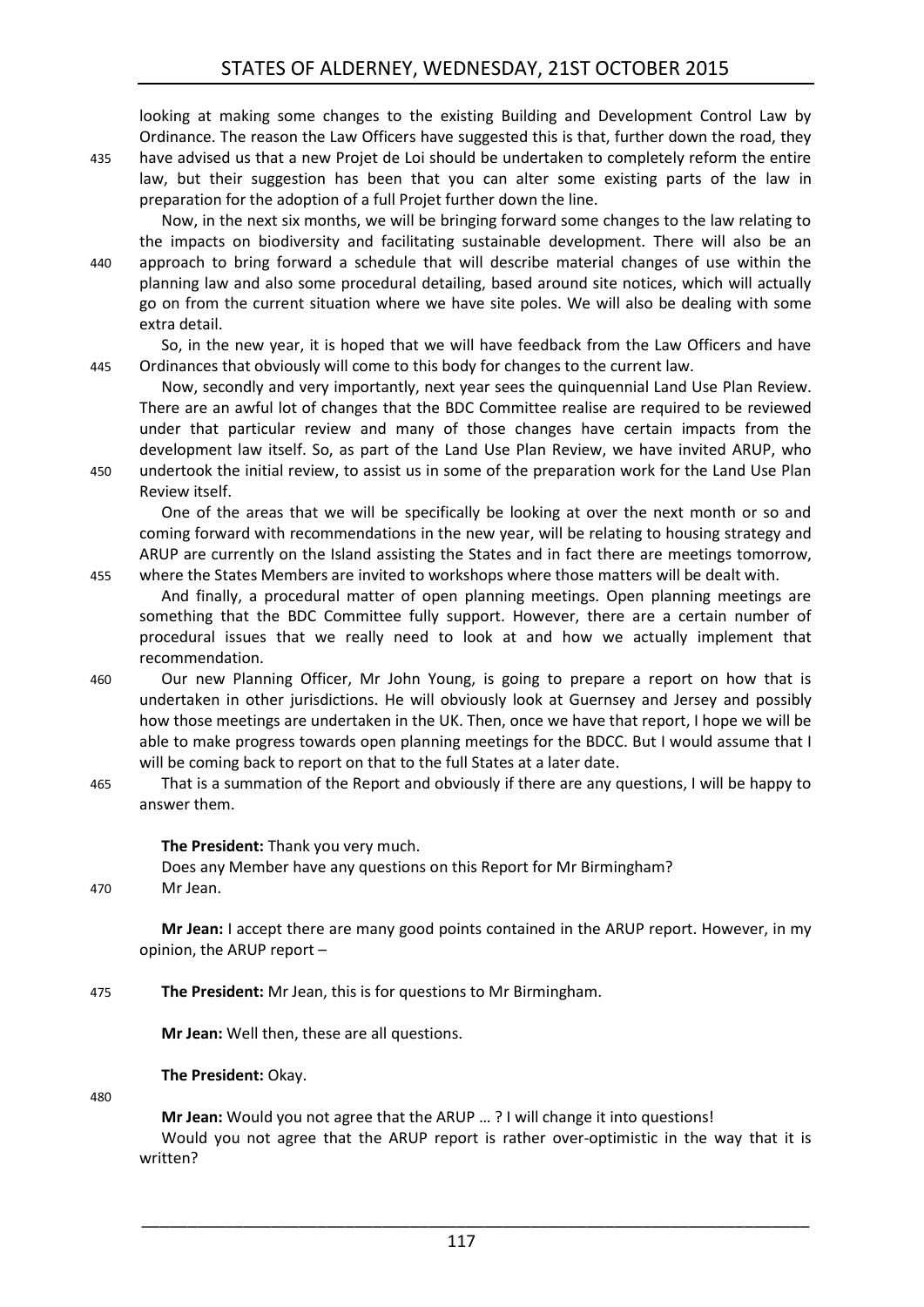looking at making some changes to the existing Building and Development Control Law by Ordinance. The reason the Law Officers have suggested this is that, further down the road, they have advised us that a new Projet de Loi should be undertaken to completely reform the entire law, but their suggestion has been that you can alter some existing parts of the law in preparation for the adoption of a full Projet further down the line.

Now, in the next six months, we will be bringing forward some changes to the law relating to the impacts on biodiversity and facilitating sustainable development. There will also be an approach to bring forward a schedule that will describe material changes of use within the planning law and also some procedural detailing, based around site notices, which will actually go on from the current situation where we have site poles. We will also be dealing with some extra detail.

So, in the new year, it is hoped that we will have feedback from the Law Officers and have Ordinances that obviously will come to this body for changes to the current law.

Now, secondly and very importantly, next year sees the quinquennial Land Use Plan Review. There are an awful lot of changes that the BDC Committee realise are required to be reviewed under that particular review and many of those changes have certain impacts from the development law itself. So, as part of the Land Use Plan Review, we have invited ARUP, who undertook the initial review, to assist us in some of the preparation work for the Land Use Plan Review itself.

One of the areas that we will be specifically be looking at over the next month or so and coming forward with recommendations in the new year, will be relating to housing strategy and ARUP are currently on the Island assisting the States and in fact there are meetings tomorrow, where the States Members are invited to workshops where those matters will be dealt with.

And finally, a procedural matter of open planning meetings. Open planning meetings are something that the BDC Committee fully support. However, there are a certain number of procedural issues that we really need to look at and how we actually implement that recommendation.

Our new Planning Officer, Mr John Young, is going to prepare a report on how that is undertaken in other jurisdictions. He will obviously look at Guernsey and Jersey and possibly how those meetings are undertaken in the UK. Then, once we have that report, I hope we will be able to make progress towards open planning meetings for the BDCC. But I would assume that I will be coming back to report on that to the full States at a later date.

That is a summation of the Report and obviously if there are any questions, I will be happy to answer them.

**The President:** Thank you very much.

Does any Member have any questions on this Report for Mr Birmingham?

Mr Jean.

**Mr Jean:** I accept there are many good points contained in the ARUP report. However, in my opinion, the ARUP report –

**The President:** Mr Jean, this is for questions to Mr Birmingham.

**Mr Jean:** Well then, these are all questions.

**The President:** Okay.

**Mr Jean:** Would you not agree that the ARUP … ? I will change it into questions!

Would you not agree that the ARUP report is rather over-optimistic in the way that it is written?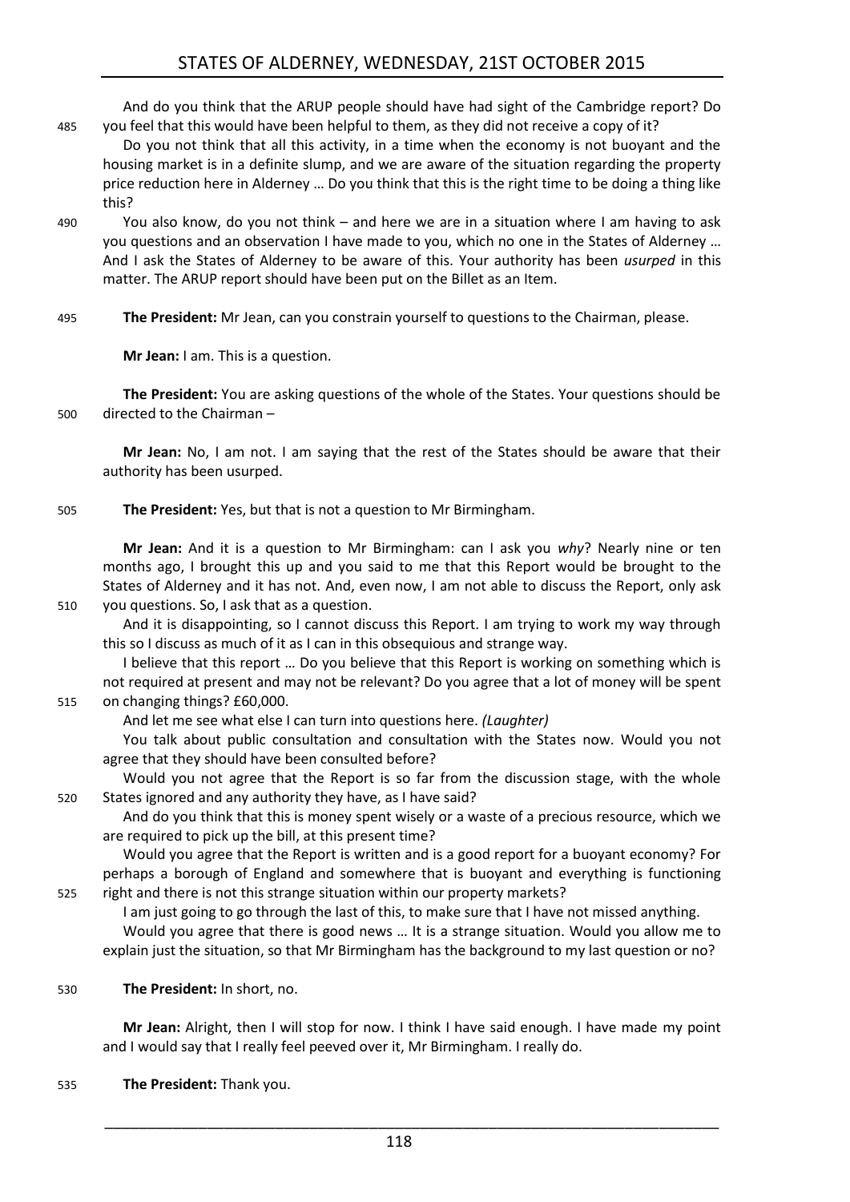And do you think that the ARUP people should have had sight of the Cambridge report? Do you feel that this would have been helpful to them, as they did not receive a copy of it?

Do you not think that all this activity, in a time when the economy is not buoyant and the housing market is in a definite slump, and we are aware of the situation regarding the property price reduction here in Alderney … Do you think that this is the right time to be doing a thing like this?

You also know, do you not think – and here we are in a situation where I am having to ask you questions and an observation I have made to you, which no one in the States of Alderney … And I ask the States of Alderney to be aware of this. Your authority has been *usurped* in this matter. The ARUP report should have been put on the Billet as an Item.

**The President:** Mr Jean, can you constrain yourself to questions to the Chairman, please.

**Mr Jean:** I am. This is a question.

**The President:** You are asking questions of the whole of the States. Your questions should be directed to the Chairman –

**Mr Jean:** No, I am not. I am saying that the rest of the States should be aware that their authority has been usurped.

**The President:** Yes, but that is not a question to Mr Birmingham.

**Mr Jean:** And it is a question to Mr Birmingham: can I ask you *why*? Nearly nine or ten months ago, I brought this up and you said to me that this Report would be brought to the States of Alderney and it has not. And, even now, I am not able to discuss the Report, only ask you questions. So, I ask that as a question.

And it is disappointing, so I cannot discuss this Report. I am trying to work my way through this so I discuss as much of it as I can in this obsequious and strange way.

I believe that this report … Do you believe that this Report is working on something which is not required at present and may not be relevant? Do you agree that a lot of money will be spent on changing things? £60,000.

And let me see what else I can turn into questions here. *(Laughter)*

You talk about public consultation and consultation with the States now. Would you not agree that they should have been consulted before?

Would you not agree that the Report is so far from the discussion stage, with the whole States ignored and any authority they have, as I have said?

And do you think that this is money spent wisely or a waste of a precious resource, which we are required to pick up the bill, at this present time?

Would you agree that the Report is written and is a good report for a buoyant economy? For perhaps a borough of England and somewhere that is buoyant and everything is functioning right and there is not this strange situation within our property markets?

I am just going to go through the last of this, to make sure that I have not missed anything.

Would you agree that there is good news … It is a strange situation. Would you allow me to explain just the situation, so that Mr Birmingham has the background to my last question or no?

**The President:** In short, no.

**Mr Jean:** Alright, then I will stop for now. I think I have said enough. I have made my point and I would say that I really feel peeved over it, Mr Birmingham. I really do.

**The President:** Thank you.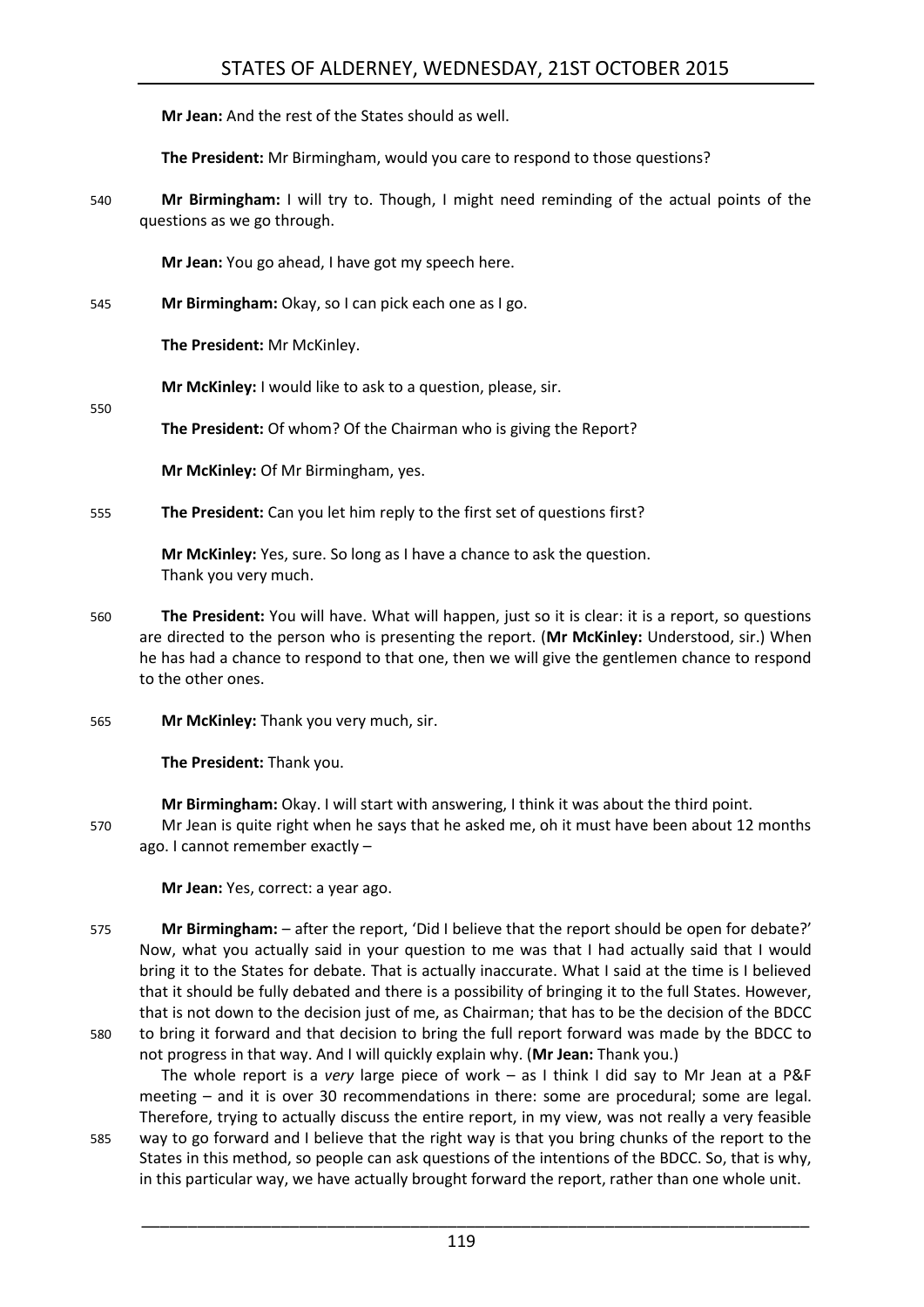**Mr Jean:** And the rest of the States should as well.

**The President:** Mr Birmingham, would you care to respond to those questions?

540 **Mr Birmingham:** I will try to. Though, I might need reminding of the actual points of the questions as we go through.

**Mr Jean:** You go ahead, I have got my speech here.

545 **Mr Birmingham:** Okay, so I can pick each one as I go.

**The President:** Mr McKinley.

**Mr McKinley:** I would like to ask to a question, please, sir.

550

**The President:** Of whom? Of the Chairman who is giving the Report?

**Mr McKinley:** Of Mr Birmingham, yes.

555 **The President:** Can you let him reply to the first set of questions first?

**Mr McKinley:** Yes, sure. So long as I have a chance to ask the question.
Thank you very much.

560 **The President:** You will have. What will happen, just so it is clear: it is a report, so questions are directed to the person who is presenting the report. (**Mr McKinley:** Understood, sir.) When he has had a chance to respond to that one, then we will give the gentlemen chance to respond to the other ones.

565 **Mr McKinley:** Thank you very much, sir.

**The President:** Thank you.

**Mr Birmingham:** Okay. I will start with answering, I think it was about the third point.
570 Mr Jean is quite right when he says that he asked me, oh it must have been about 12 months ago. I cannot remember exactly –

**Mr Jean:** Yes, correct: a year ago.

575 **Mr Birmingham:** – after the report, 'Did I believe that the report should be open for debate?' Now, what you actually said in your question to me was that I had actually said that I would bring it to the States for debate. That is actually inaccurate. What I said at the time is I believed that it should be fully debated and there is a possibility of bringing it to the full States. However, that is not down to the decision just of me, as Chairman; that has to be the decision of the BDCC
580 to bring it forward and that decision to bring the full report forward was made by the BDCC to not progress in that way. And I will quickly explain why. (**Mr Jean:** Thank you.)

The whole report is a *very* large piece of work – as I think I did say to Mr Jean at a P&F meeting – and it is over 30 recommendations in there: some are procedural; some are legal. Therefore, trying to actually discuss the entire report, in my view, was not really a very feasible
585 way to go forward and I believe that the right way is that you bring chunks of the report to the States in this method, so people can ask questions of the intentions of the BDCC. So, that is why, in this particular way, we have actually brought forward the report, rather than one whole unit.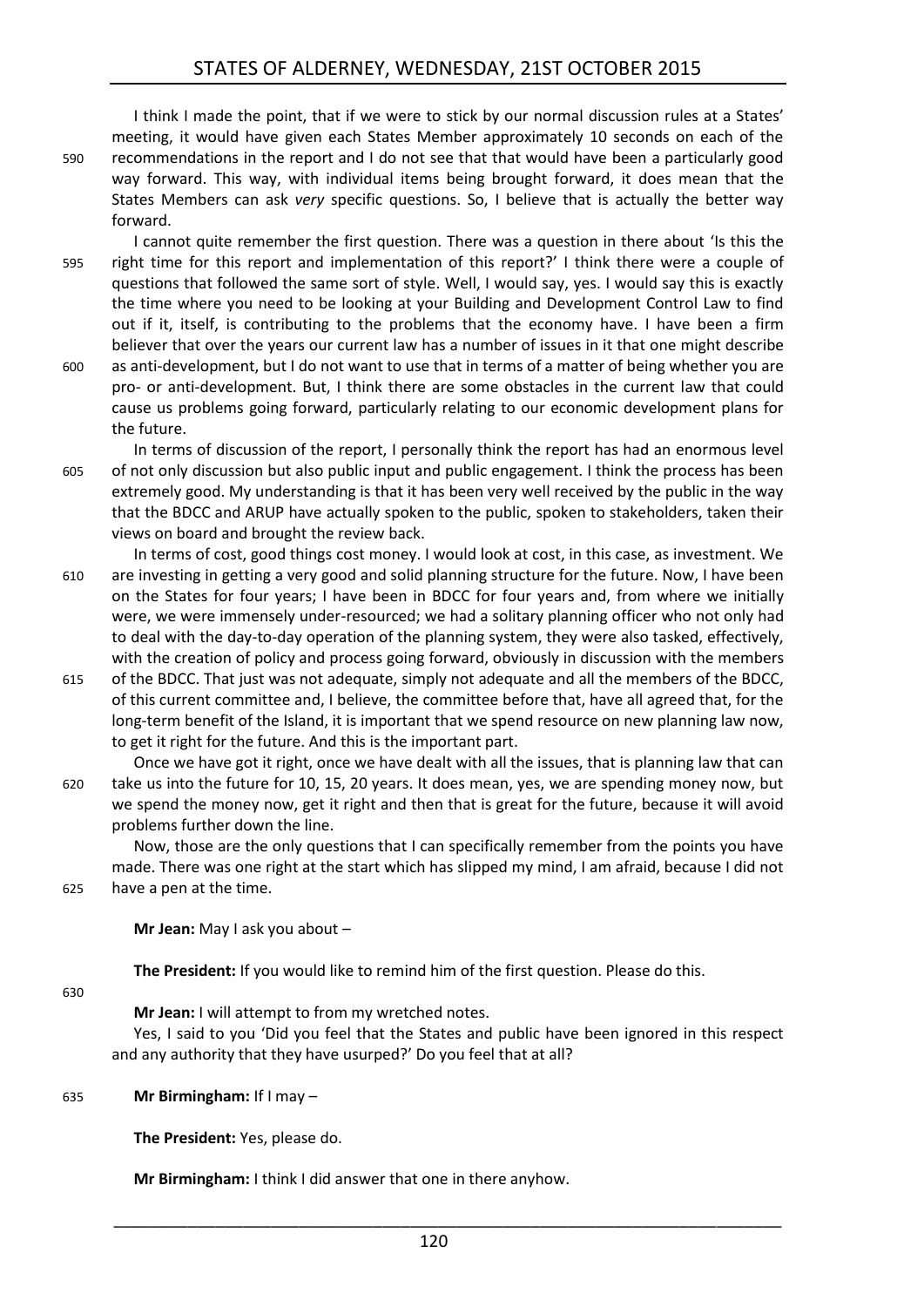I think I made the point, that if we were to stick by our normal discussion rules at a States' meeting, it would have given each States Member approximately 10 seconds on each of the recommendations in the report and I do not see that that would have been a particularly good way forward. This way, with individual items being brought forward, it does mean that the States Members can ask *very* specific questions. So, I believe that is actually the better way forward.

I cannot quite remember the first question. There was a question in there about 'Is this the right time for this report and implementation of this report?' I think there were a couple of questions that followed the same sort of style. Well, I would say, yes. I would say this is exactly the time where you need to be looking at your Building and Development Control Law to find out if it, itself, is contributing to the problems that the economy have. I have been a firm believer that over the years our current law has a number of issues in it that one might describe as anti-development, but I do not want to use that in terms of a matter of being whether you are pro- or anti-development. But, I think there are some obstacles in the current law that could cause us problems going forward, particularly relating to our economic development plans for the future.

In terms of discussion of the report, I personally think the report has had an enormous level of not only discussion but also public input and public engagement. I think the process has been extremely good. My understanding is that it has been very well received by the public in the way that the BDCC and ARUP have actually spoken to the public, spoken to stakeholders, taken their views on board and brought the review back.

In terms of cost, good things cost money. I would look at cost, in this case, as investment. We are investing in getting a very good and solid planning structure for the future. Now, I have been on the States for four years; I have been in BDCC for four years and, from where we initially were, we were immensely under-resourced; we had a solitary planning officer who not only had to deal with the day-to-day operation of the planning system, they were also tasked, effectively, with the creation of policy and process going forward, obviously in discussion with the members of the BDCC. That just was not adequate, simply not adequate and all the members of the BDCC, of this current committee and, I believe, the committee before that, have all agreed that, for the long-term benefit of the Island, it is important that we spend resource on new planning law now, to get it right for the future. And this is the important part.

Once we have got it right, once we have dealt with all the issues, that is planning law that can take us into the future for 10, 15, 20 years. It does mean, yes, we are spending money now, but we spend the money now, get it right and then that is great for the future, because it will avoid problems further down the line.

Now, those are the only questions that I can specifically remember from the points you have made. There was one right at the start which has slipped my mind, I am afraid, because I did not have a pen at the time.

**Mr Jean:** May I ask you about –

**The President:** If you would like to remind him of the first question. Please do this.

**Mr Jean:** I will attempt to from my wretched notes.

Yes, I said to you 'Did you feel that the States and public have been ignored in this respect and any authority that they have usurped?' Do you feel that at all?

**Mr Birmingham:** If I may –

**The President:** Yes, please do.

**Mr Birmingham:** I think I did answer that one in there anyhow.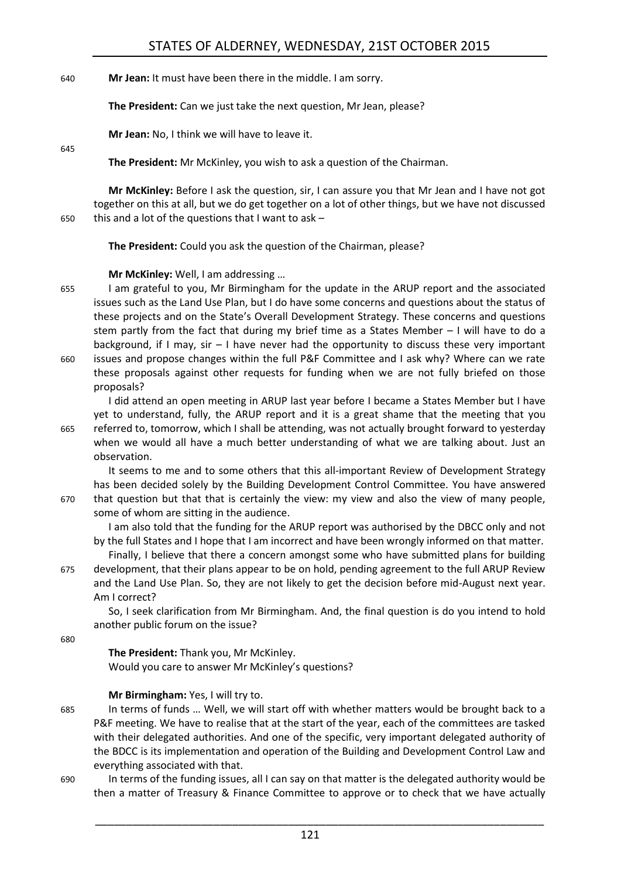**Mr Jean:** It must have been there in the middle. I am sorry.

**The President:** Can we just take the next question, Mr Jean, please?

**Mr Jean:** No, I think we will have to leave it.

**The President:** Mr McKinley, you wish to ask a question of the Chairman.

**Mr McKinley:** Before I ask the question, sir, I can assure you that Mr Jean and I have not got together on this at all, but we do get together on a lot of other things, but we have not discussed this and a lot of the questions that I want to ask –

**The President:** Could you ask the question of the Chairman, please?

**Mr McKinley:** Well, I am addressing …

I am grateful to you, Mr Birmingham for the update in the ARUP report and the associated issues such as the Land Use Plan, but I do have some concerns and questions about the status of these projects and on the State's Overall Development Strategy. These concerns and questions stem partly from the fact that during my brief time as a States Member – I will have to do a background, if I may, sir – I have never had the opportunity to discuss these very important issues and propose changes within the full P&F Committee and I ask why? Where can we rate these proposals against other requests for funding when we are not fully briefed on those proposals?

I did attend an open meeting in ARUP last year before I became a States Member but I have yet to understand, fully, the ARUP report and it is a great shame that the meeting that you referred to, tomorrow, which I shall be attending, was not actually brought forward to yesterday when we would all have a much better understanding of what we are talking about. Just an observation.

It seems to me and to some others that this all-important Review of Development Strategy has been decided solely by the Building Development Control Committee. You have answered that question but that that is certainly the view: my view and also the view of many people, some of whom are sitting in the audience.

I am also told that the funding for the ARUP report was authorised by the DBCC only and not by the full States and I hope that I am incorrect and have been wrongly informed on that matter.

Finally, I believe that there a concern amongst some who have submitted plans for building development, that their plans appear to be on hold, pending agreement to the full ARUP Review and the Land Use Plan. So, they are not likely to get the decision before mid-August next year. Am I correct?

So, I seek clarification from Mr Birmingham. And, the final question is do you intend to hold another public forum on the issue?

**The President:** Thank you, Mr McKinley.
Would you care to answer Mr McKinley's questions?

**Mr Birmingham:** Yes, I will try to.

In terms of funds … Well, we will start off with whether matters would be brought back to a P&F meeting. We have to realise that at the start of the year, each of the committees are tasked with their delegated authorities. And one of the specific, very important delegated authority of the BDCC is its implementation and operation of the Building and Development Control Law and everything associated with that.

In terms of the funding issues, all I can say on that matter is the delegated authority would be then a matter of Treasury & Finance Committee to approve or to check that we have actually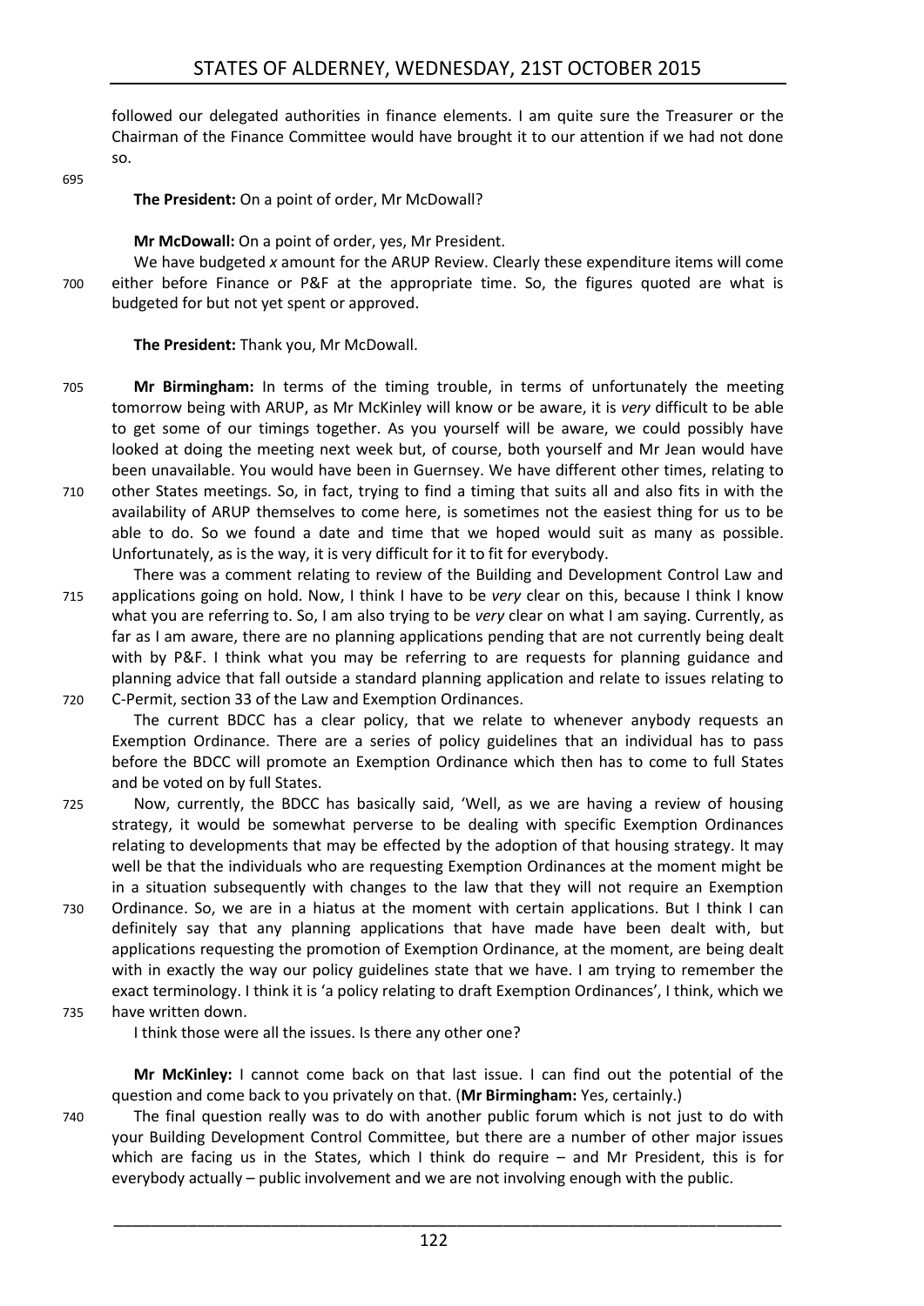followed our delegated authorities in finance elements. I am quite sure the Treasurer or the Chairman of the Finance Committee would have brought it to our attention if we had not done so.

**The President:** On a point of order, Mr McDowall?

**Mr McDowall:** On a point of order, yes, Mr President.

We have budgeted *x* amount for the ARUP Review. Clearly these expenditure items will come either before Finance or P&F at the appropriate time. So, the figures quoted are what is budgeted for but not yet spent or approved.

**The President:** Thank you, Mr McDowall.

**Mr Birmingham:** In terms of the timing trouble, in terms of unfortunately the meeting tomorrow being with ARUP, as Mr McKinley will know or be aware, it is *very* difficult to be able to get some of our timings together. As you yourself will be aware, we could possibly have looked at doing the meeting next week but, of course, both yourself and Mr Jean would have been unavailable. You would have been in Guernsey. We have different other times, relating to other States meetings. So, in fact, trying to find a timing that suits all and also fits in with the availability of ARUP themselves to come here, is sometimes not the easiest thing for us to be able to do. So we found a date and time that we hoped would suit as many as possible. Unfortunately, as is the way, it is very difficult for it to fit for everybody.

There was a comment relating to review of the Building and Development Control Law and applications going on hold. Now, I think I have to be *very* clear on this, because I think I know what you are referring to. So, I am also trying to be *very* clear on what I am saying. Currently, as far as I am aware, there are no planning applications pending that are not currently being dealt with by P&F. I think what you may be referring to are requests for planning guidance and planning advice that fall outside a standard planning application and relate to issues relating to C-Permit, section 33 of the Law and Exemption Ordinances.

The current BDCC has a clear policy, that we relate to whenever anybody requests an Exemption Ordinance. There are a series of policy guidelines that an individual has to pass before the BDCC will promote an Exemption Ordinance which then has to come to full States and be voted on by full States.

Now, currently, the BDCC has basically said, 'Well, as we are having a review of housing strategy, it would be somewhat perverse to be dealing with specific Exemption Ordinances relating to developments that may be effected by the adoption of that housing strategy. It may well be that the individuals who are requesting Exemption Ordinances at the moment might be in a situation subsequently with changes to the law that they will not require an Exemption Ordinance. So, we are in a hiatus at the moment with certain applications. But I think I can definitely say that any planning applications that have made have been dealt with, but applications requesting the promotion of Exemption Ordinance, at the moment, are being dealt with in exactly the way our policy guidelines state that we have. I am trying to remember the exact terminology. I think it is 'a policy relating to draft Exemption Ordinances', I think, which we have written down.

I think those were all the issues. Is there any other one?

**Mr McKinley:** I cannot come back on that last issue. I can find out the potential of the question and come back to you privately on that. (**Mr Birmingham:** Yes, certainly.)

The final question really was to do with another public forum which is not just to do with your Building Development Control Committee, but there are a number of other major issues which are facing us in the States, which I think do require – and Mr President, this is for everybody actually – public involvement and we are not involving enough with the public.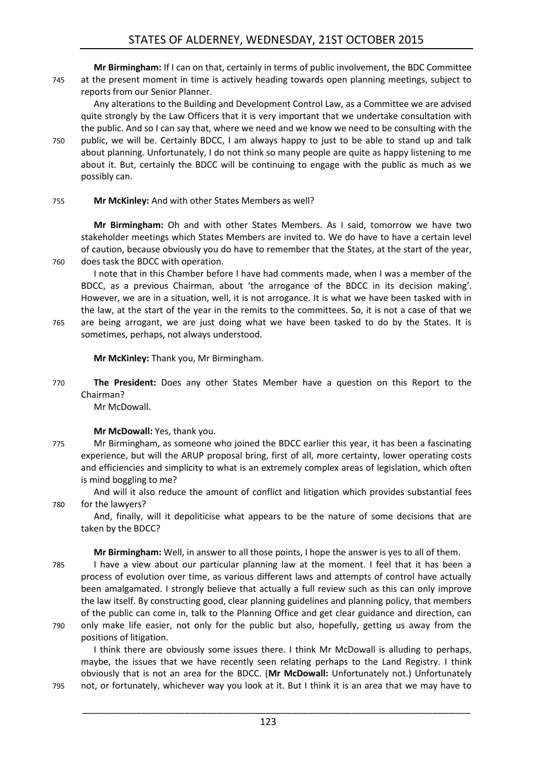**Mr Birmingham:** If I can on that, certainly in terms of public involvement, the BDC Committee at the present moment in time is actively heading towards open planning meetings, subject to reports from our Senior Planner.

Any alterations to the Building and Development Control Law, as a Committee we are advised quite strongly by the Law Officers that it is very important that we undertake consultation with the public. And so I can say that, where we need and we know we need to be consulting with the public, we will be. Certainly BDCC, I am always happy to just to be able to stand up and talk about planning. Unfortunately, I do not think so many people are quite as happy listening to me about it. But, certainly the BDCC will be continuing to engage with the public as much as we possibly can.

**Mr McKinley:** And with other States Members as well?

**Mr Birmingham:** Oh and with other States Members. As I said, tomorrow we have two stakeholder meetings which States Members are invited to. We do have to have a certain level of caution, because obviously you do have to remember that the States, at the start of the year, does task the BDCC with operation.

I note that in this Chamber before I have had comments made, when I was a member of the BDCC, as a previous Chairman, about 'the arrogance of the BDCC in its decision making'. However, we are in a situation, well, it is not arrogance. It is what we have been tasked with in the law, at the start of the year in the remits to the committees. So, it is not a case of that we are being arrogant, we are just doing what we have been tasked to do by the States. It is sometimes, perhaps, not always understood.

**Mr McKinley:** Thank you, Mr Birmingham.

**The President:** Does any other States Member have a question on this Report to the Chairman?

Mr McDowall.

**Mr McDowall:** Yes, thank you.

Mr Birmingham, as someone who joined the BDCC earlier this year, it has been a fascinating experience, but will the ARUP proposal bring, first of all, more certainty, lower operating costs and efficiencies and simplicity to what is an extremely complex areas of legislation, which often is mind boggling to me?

And will it also reduce the amount of conflict and litigation which provides substantial fees for the lawyers?

And, finally, will it depoliticise what appears to be the nature of some decisions that are taken by the BDCC?

**Mr Birmingham:** Well, in answer to all those points, I hope the answer is yes to all of them.

I have a view about our particular planning law at the moment. I feel that it has been a process of evolution over time, as various different laws and attempts of control have actually been amalgamated. I strongly believe that actually a full review such as this can only improve the law itself. By constructing good, clear planning guidelines and planning policy, that members of the public can come in, talk to the Planning Office and get clear guidance and direction, can only make life easier, not only for the public but also, hopefully, getting us away from the positions of litigation.

I think there are obviously some issues there. I think Mr McDowall is alluding to perhaps, maybe, the issues that we have recently seen relating perhaps to the Land Registry. I think obviously that is not an area for the BDCC. (**Mr McDowall:** Unfortunately not.) Unfortunately not, or fortunately, whichever way you look at it. But I think it is an area that we may have to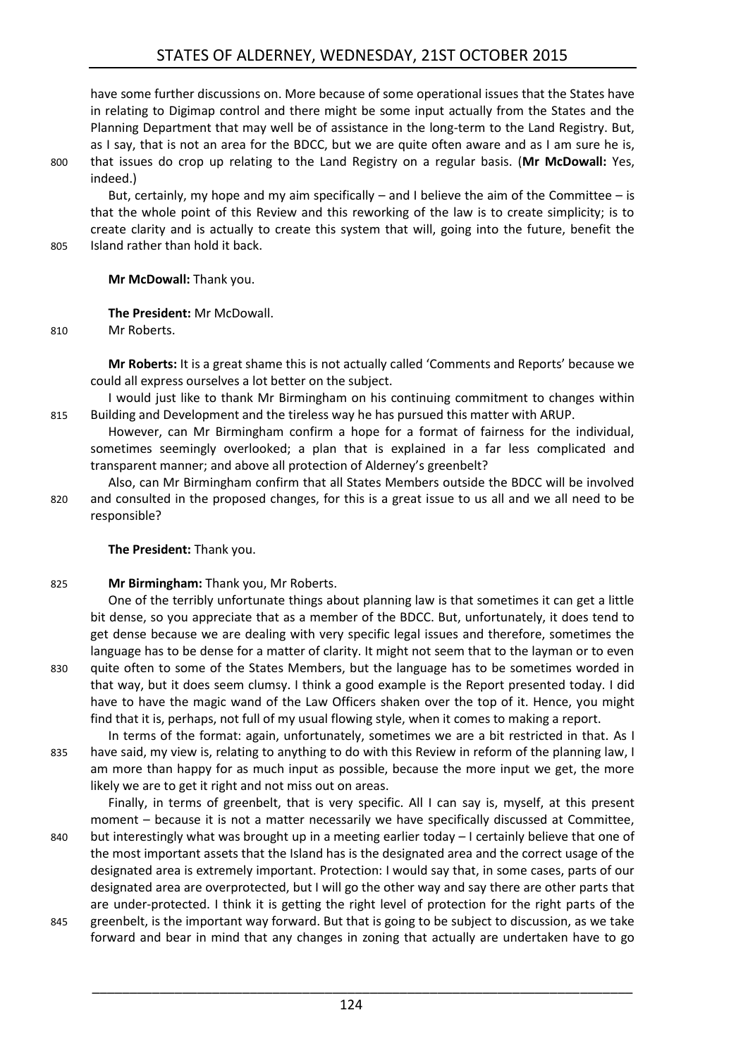have some further discussions on. More because of some operational issues that the States have in relating to Digimap control and there might be some input actually from the States and the Planning Department that may well be of assistance in the long-term to the Land Registry. But, as I say, that is not an area for the BDCC, but we are quite often aware and as I am sure he is, that issues do crop up relating to the Land Registry on a regular basis. (**Mr McDowall:** Yes, indeed.)

But, certainly, my hope and my aim specifically – and I believe the aim of the Committee – is that the whole point of this Review and this reworking of the law is to create simplicity; is to create clarity and is actually to create this system that will, going into the future, benefit the Island rather than hold it back.

**Mr McDowall:** Thank you.

**The President:** Mr McDowall.

Mr Roberts.

**Mr Roberts:** It is a great shame this is not actually called 'Comments and Reports' because we could all express ourselves a lot better on the subject.

I would just like to thank Mr Birmingham on his continuing commitment to changes within Building and Development and the tireless way he has pursued this matter with ARUP.

However, can Mr Birmingham confirm a hope for a format of fairness for the individual, sometimes seemingly overlooked; a plan that is explained in a far less complicated and transparent manner; and above all protection of Alderney's greenbelt?

Also, can Mr Birmingham confirm that all States Members outside the BDCC will be involved and consulted in the proposed changes, for this is a great issue to us all and we all need to be responsible?

**The President:** Thank you.

**Mr Birmingham:** Thank you, Mr Roberts.

One of the terribly unfortunate things about planning law is that sometimes it can get a little bit dense, so you appreciate that as a member of the BDCC. But, unfortunately, it does tend to get dense because we are dealing with very specific legal issues and therefore, sometimes the language has to be dense for a matter of clarity. It might not seem that to the layman or to even quite often to some of the States Members, but the language has to be sometimes worded in that way, but it does seem clumsy. I think a good example is the Report presented today. I did have to have the magic wand of the Law Officers shaken over the top of it. Hence, you might find that it is, perhaps, not full of my usual flowing style, when it comes to making a report.

In terms of the format: again, unfortunately, sometimes we are a bit restricted in that. As I have said, my view is, relating to anything to do with this Review in reform of the planning law, I am more than happy for as much input as possible, because the more input we get, the more likely we are to get it right and not miss out on areas.

Finally, in terms of greenbelt, that is very specific. All I can say is, myself, at this present moment – because it is not a matter necessarily we have specifically discussed at Committee, but interestingly what was brought up in a meeting earlier today – I certainly believe that one of the most important assets that the Island has is the designated area and the correct usage of the designated area is extremely important. Protection: I would say that, in some cases, parts of our designated area are overprotected, but I will go the other way and say there are other parts that are under-protected. I think it is getting the right level of protection for the right parts of the greenbelt, is the important way forward. But that is going to be subject to discussion, as we take forward and bear in mind that any changes in zoning that actually are undertaken have to go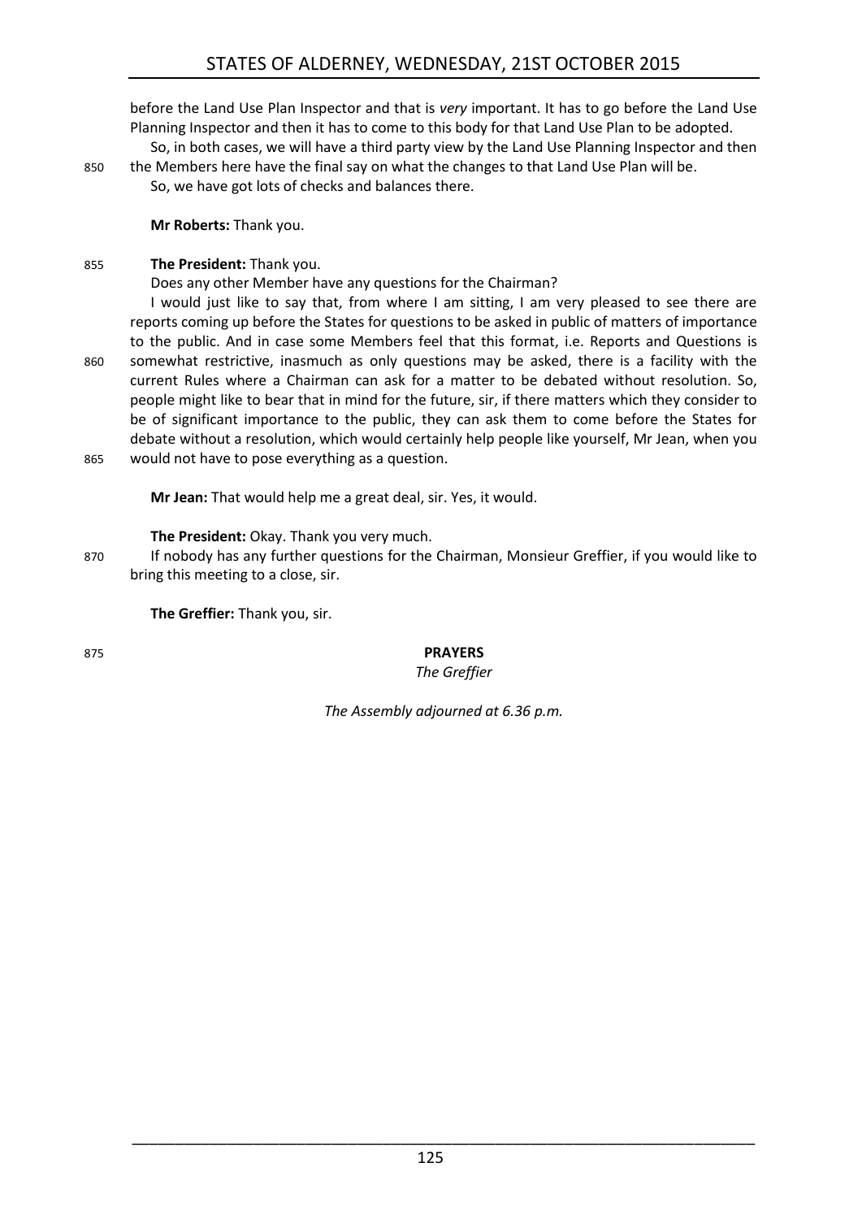before the Land Use Plan Inspector and that is *very* important. It has to go before the Land Use Planning Inspector and then it has to come to this body for that Land Use Plan to be adopted.

So, in both cases, we will have a third party view by the Land Use Planning Inspector and then the Members here have the final say on what the changes to that Land Use Plan will be.

So, we have got lots of checks and balances there.

**Mr Roberts:** Thank you.

**The President:** Thank you.

Does any other Member have any questions for the Chairman?

I would just like to say that, from where I am sitting, I am very pleased to see there are reports coming up before the States for questions to be asked in public of matters of importance to the public. And in case some Members feel that this format, i.e. Reports and Questions is somewhat restrictive, inasmuch as only questions may be asked, there is a facility with the current Rules where a Chairman can ask for a matter to be debated without resolution. So, people might like to bear that in mind for the future, sir, if there matters which they consider to be of significant importance to the public, they can ask them to come before the States for debate without a resolution, which would certainly help people like yourself, Mr Jean, when you would not have to pose everything as a question.

**Mr Jean:** That would help me a great deal, sir. Yes, it would.

**The President:** Okay. Thank you very much.

If nobody has any further questions for the Chairman, Monsieur Greffier, if you would like to bring this meeting to a close, sir.

**The Greffier:** Thank you, sir.

**PRAYERS**

*The Greffier*

*The Assembly adjourned at 6.36 p.m.*